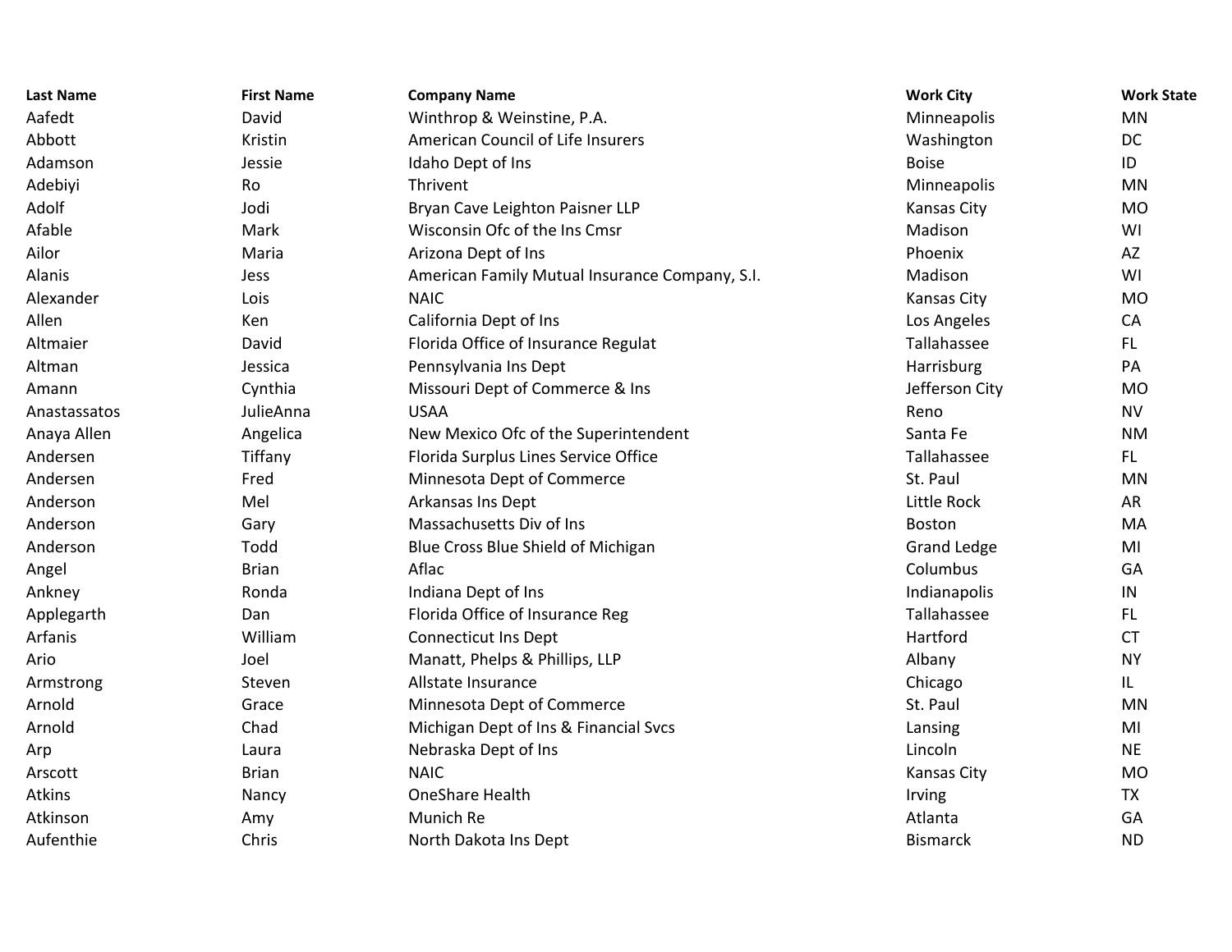| Last Name | First Name | Company Name | Work City | Work State |
| --- | --- | --- | --- | --- |
| Aafedt | David | Winthrop & Weinstine, P.A. | Minneapolis | MN |
| Abbott | Kristin | American Council of Life Insurers | Washington | DC |
| Adamson | Jessie | Idaho Dept of Ins | Boise | ID |
| Adebiyi | Ro | Thrivent | Minneapolis | MN |
| Adolf | Jodi | Bryan Cave Leighton Paisner LLP | Kansas City | MO |
| Afable | Mark | Wisconsin Ofc of the Ins Cmsr | Madison | WI |
| Ailor | Maria | Arizona Dept of Ins | Phoenix | AZ |
| Alanis | Jess | American Family Mutual Insurance Company, S.I. | Madison | WI |
| Alexander | Lois | NAIC | Kansas City | MO |
| Allen | Ken | California Dept of Ins | Los Angeles | CA |
| Altmaier | David | Florida Office of Insurance Regulat | Tallahassee | FL |
| Altman | Jessica | Pennsylvania Ins Dept | Harrisburg | PA |
| Amann | Cynthia | Missouri Dept of Commerce & Ins | Jefferson City | MO |
| Anastassatos | JulieAnna | USAA | Reno | NV |
| Anaya Allen | Angelica | New Mexico Ofc of the Superintendent | Santa Fe | NM |
| Andersen | Tiffany | Florida Surplus Lines Service Office | Tallahassee | FL |
| Andersen | Fred | Minnesota Dept of Commerce | St. Paul | MN |
| Anderson | Mel | Arkansas Ins Dept | Little Rock | AR |
| Anderson | Gary | Massachusetts Div of Ins | Boston | MA |
| Anderson | Todd | Blue Cross Blue Shield of Michigan | Grand Ledge | MI |
| Angel | Brian | Aflac | Columbus | GA |
| Ankney | Ronda | Indiana Dept of Ins | Indianapolis | IN |
| Applegarth | Dan | Florida Office of Insurance Reg | Tallahassee | FL |
| Arfanis | William | Connecticut Ins Dept | Hartford | CT |
| Ario | Joel | Manatt, Phelps & Phillips, LLP | Albany | NY |
| Armstrong | Steven | Allstate Insurance | Chicago | IL |
| Arnold | Grace | Minnesota Dept of Commerce | St. Paul | MN |
| Arnold | Chad | Michigan Dept of Ins & Financial Svcs | Lansing | MI |
| Arp | Laura | Nebraska Dept of Ins | Lincoln | NE |
| Arscott | Brian | NAIC | Kansas City | MO |
| Atkins | Nancy | OneShare Health | Irving | TX |
| Atkinson | Amy | Munich Re | Atlanta | GA |
| Aufenthie | Chris | North Dakota Ins Dept | Bismarck | ND |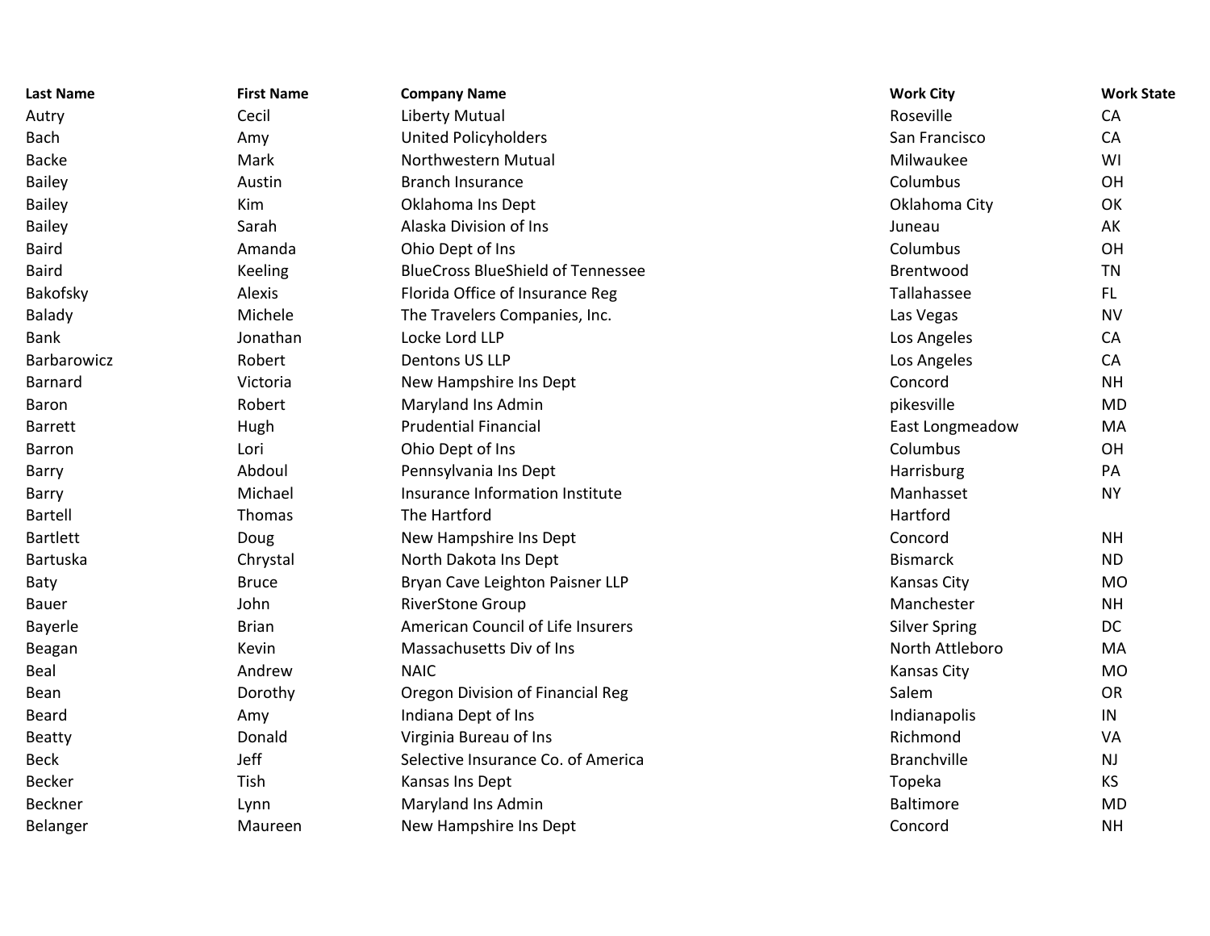| Last Name | First Name | Company Name | Work City | Work State |
|---|---|---|---|---|
| Autry | Cecil | Liberty Mutual | Roseville | CA |
| Bach | Amy | United Policyholders | San Francisco | CA |
| Backe | Mark | Northwestern Mutual | Milwaukee | WI |
| Bailey | Austin | Branch Insurance | Columbus | OH |
| Bailey | Kim | Oklahoma Ins Dept | Oklahoma City | OK |
| Bailey | Sarah | Alaska Division of Ins | Juneau | AK |
| Baird | Amanda | Ohio Dept of Ins | Columbus | OH |
| Baird | Keeling | BlueCross BlueShield of Tennessee | Brentwood | TN |
| Bakofsky | Alexis | Florida Office of Insurance Reg | Tallahassee | FL |
| Balady | Michele | The Travelers Companies, Inc. | Las Vegas | NV |
| Bank | Jonathan | Locke Lord LLP | Los Angeles | CA |
| Barbarowicz | Robert | Dentons US LLP | Los Angeles | CA |
| Barnard | Victoria | New Hampshire Ins Dept | Concord | NH |
| Baron | Robert | Maryland Ins Admin | pikesville | MD |
| Barrett | Hugh | Prudential Financial | East Longmeadow | MA |
| Barron | Lori | Ohio Dept of Ins | Columbus | OH |
| Barry | Abdoul | Pennsylvania Ins Dept | Harrisburg | PA |
| Barry | Michael | Insurance Information Institute | Manhasset | NY |
| Bartell | Thomas | The Hartford | Hartford | |
| Bartlett | Doug | New Hampshire Ins Dept | Concord | NH |
| Bartuska | Chrystal | North Dakota Ins Dept | Bismarck | ND |
| Baty | Bruce | Bryan Cave Leighton Paisner LLP | Kansas City | MO |
| Bauer | John | RiverStone Group | Manchester | NH |
| Bayerle | Brian | American Council of Life Insurers | Silver Spring | DC |
| Beagan | Kevin | Massachusetts Div of Ins | North Attleboro | MA |
| Beal | Andrew | NAIC | Kansas City | MO |
| Bean | Dorothy | Oregon Division of Financial Reg | Salem | OR |
| Beard | Amy | Indiana Dept of Ins | Indianapolis | IN |
| Beatty | Donald | Virginia Bureau of Ins | Richmond | VA |
| Beck | Jeff | Selective Insurance Co. of America | Branchville | NJ |
| Becker | Tish | Kansas Ins Dept | Topeka | KS |
| Beckner | Lynn | Maryland Ins Admin | Baltimore | MD |
| Belanger | Maureen | New Hampshire Ins Dept | Concord | NH |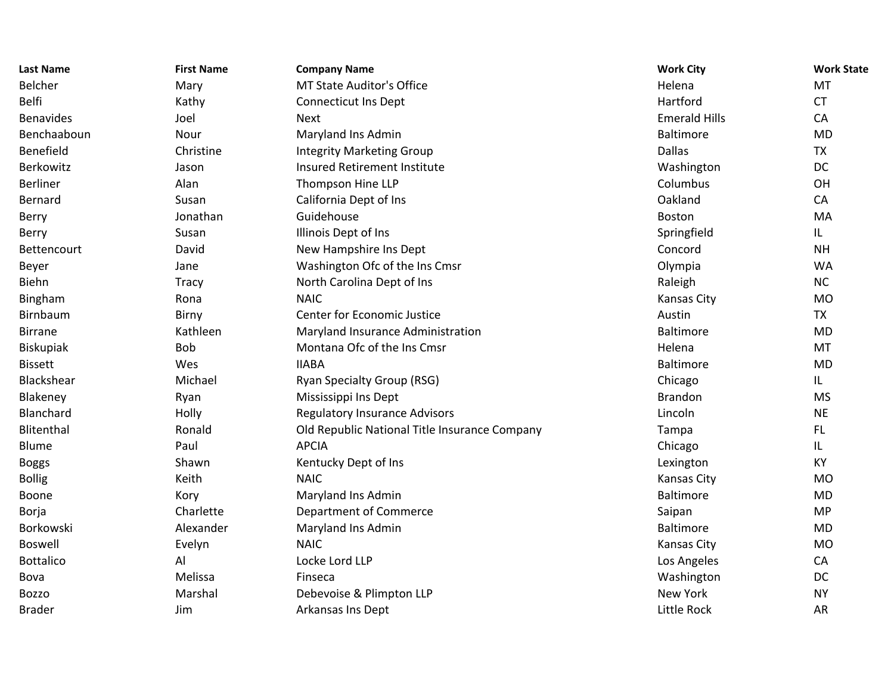| Last Name | First Name | Company Name | Work City | Work State |
| --- | --- | --- | --- | --- |
| Belcher | Mary | MT State Auditor's Office | Helena | MT |
| Belfi | Kathy | Connecticut Ins Dept | Hartford | CT |
| Benavides | Joel | Next | Emerald Hills | CA |
| Benchaaboun | Nour | Maryland Ins Admin | Baltimore | MD |
| Benefield | Christine | Integrity Marketing Group | Dallas | TX |
| Berkowitz | Jason | Insured Retirement Institute | Washington | DC |
| Berliner | Alan | Thompson Hine LLP | Columbus | OH |
| Bernard | Susan | California Dept of Ins | Oakland | CA |
| Berry | Jonathan | Guidehouse | Boston | MA |
| Berry | Susan | Illinois Dept of Ins | Springfield | IL |
| Bettencourt | David | New Hampshire Ins Dept | Concord | NH |
| Beyer | Jane | Washington Ofc of the Ins Cmsr | Olympia | WA |
| Biehn | Tracy | North Carolina Dept of Ins | Raleigh | NC |
| Bingham | Rona | NAIC | Kansas City | MO |
| Birnbaum | Birny | Center for Economic Justice | Austin | TX |
| Birrane | Kathleen | Maryland Insurance Administration | Baltimore | MD |
| Biskupiak | Bob | Montana Ofc of the Ins Cmsr | Helena | MT |
| Bissett | Wes | IIABA | Baltimore | MD |
| Blackshear | Michael | Ryan Specialty Group (RSG) | Chicago | IL |
| Blakeney | Ryan | Mississippi Ins Dept | Brandon | MS |
| Blanchard | Holly | Regulatory Insurance Advisors | Lincoln | NE |
| Blitenthal | Ronald | Old Republic National Title Insurance Company | Tampa | FL |
| Blume | Paul | APCIA | Chicago | IL |
| Boggs | Shawn | Kentucky Dept of Ins | Lexington | KY |
| Bollig | Keith | NAIC | Kansas City | MO |
| Boone | Kory | Maryland Ins Admin | Baltimore | MD |
| Borja | Charlette | Department of Commerce | Saipan | MP |
| Borkowski | Alexander | Maryland Ins Admin | Baltimore | MD |
| Boswell | Evelyn | NAIC | Kansas City | MO |
| Bottalico | Al | Locke Lord LLP | Los Angeles | CA |
| Bova | Melissa | Finseca | Washington | DC |
| Bozzo | Marshal | Debevoise & Plimpton LLP | New York | NY |
| Brader | Jim | Arkansas Ins Dept | Little Rock | AR |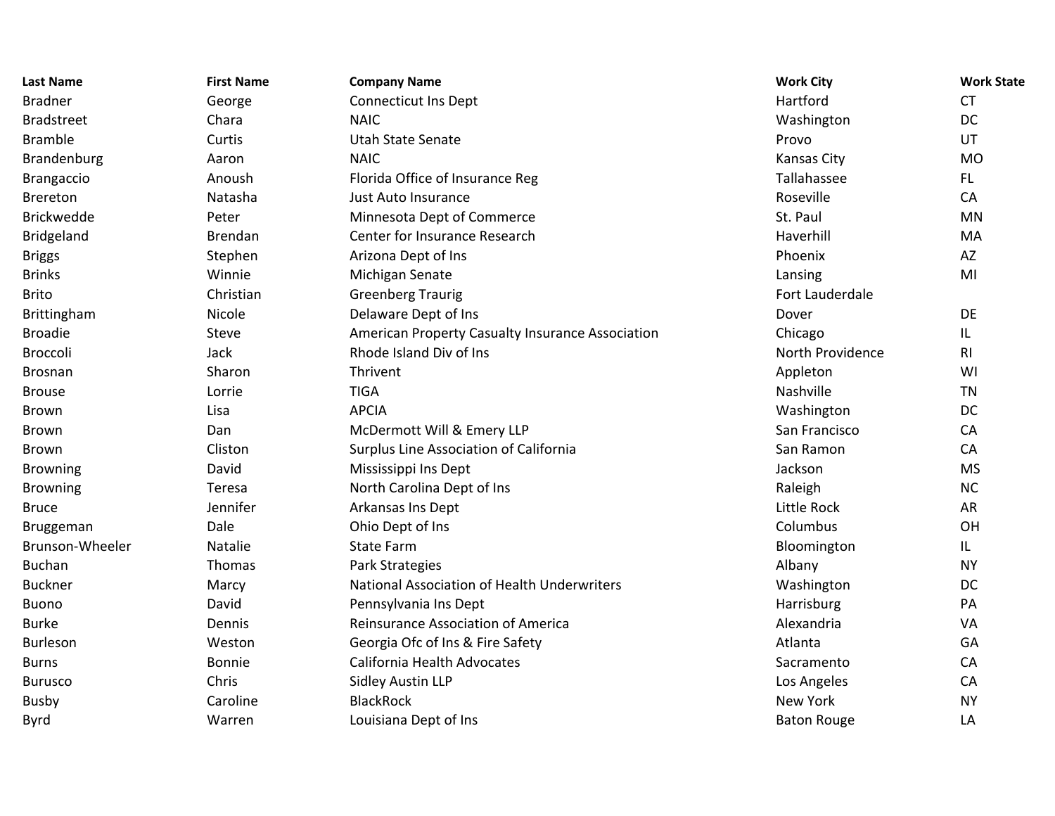| Last Name | First Name | Company Name | Work City | Work State |
| --- | --- | --- | --- | --- |
| Bradner | George | Connecticut Ins Dept | Hartford | CT |
| Bradstreet | Chara | NAIC | Washington | DC |
| Bramble | Curtis | Utah State Senate | Provo | UT |
| Brandenburg | Aaron | NAIC | Kansas City | MO |
| Brangaccio | Anoush | Florida Office of Insurance Reg | Tallahassee | FL |
| Brereton | Natasha | Just Auto Insurance | Roseville | CA |
| Brickwedde | Peter | Minnesota Dept of Commerce | St. Paul | MN |
| Bridgeland | Brendan | Center for Insurance Research | Haverhill | MA |
| Briggs | Stephen | Arizona Dept of Ins | Phoenix | AZ |
| Brinks | Winnie | Michigan Senate | Lansing | MI |
| Brito | Christian | Greenberg Traurig | Fort Lauderdale | |
| Brittingham | Nicole | Delaware Dept of Ins | Dover | DE |
| Broadie | Steve | American Property Casualty Insurance Association | Chicago | IL |
| Broccoli | Jack | Rhode Island Div of Ins | North Providence | RI |
| Brosnan | Sharon | Thrivent | Appleton | WI |
| Brouse | Lorrie | TIGA | Nashville | TN |
| Brown | Lisa | APCIA | Washington | DC |
| Brown | Dan | McDermott Will & Emery LLP | San Francisco | CA |
| Brown | Cliston | Surplus Line Association of California | San Ramon | CA |
| Browning | David | Mississippi Ins Dept | Jackson | MS |
| Browning | Teresa | North Carolina Dept of Ins | Raleigh | NC |
| Bruce | Jennifer | Arkansas Ins Dept | Little Rock | AR |
| Bruggeman | Dale | Ohio Dept of Ins | Columbus | OH |
| Brunson-Wheeler | Natalie | State Farm | Bloomington | IL |
| Buchan | Thomas | Park Strategies | Albany | NY |
| Buckner | Marcy | National Association of Health Underwriters | Washington | DC |
| Buono | David | Pennsylvania Ins Dept | Harrisburg | PA |
| Burke | Dennis | Reinsurance Association of America | Alexandria | VA |
| Burleson | Weston | Georgia Ofc of Ins & Fire Safety | Atlanta | GA |
| Burns | Bonnie | California Health Advocates | Sacramento | CA |
| Burusco | Chris | Sidley Austin LLP | Los Angeles | CA |
| Busby | Caroline | BlackRock | New York | NY |
| Byrd | Warren | Louisiana Dept of Ins | Baton Rouge | LA |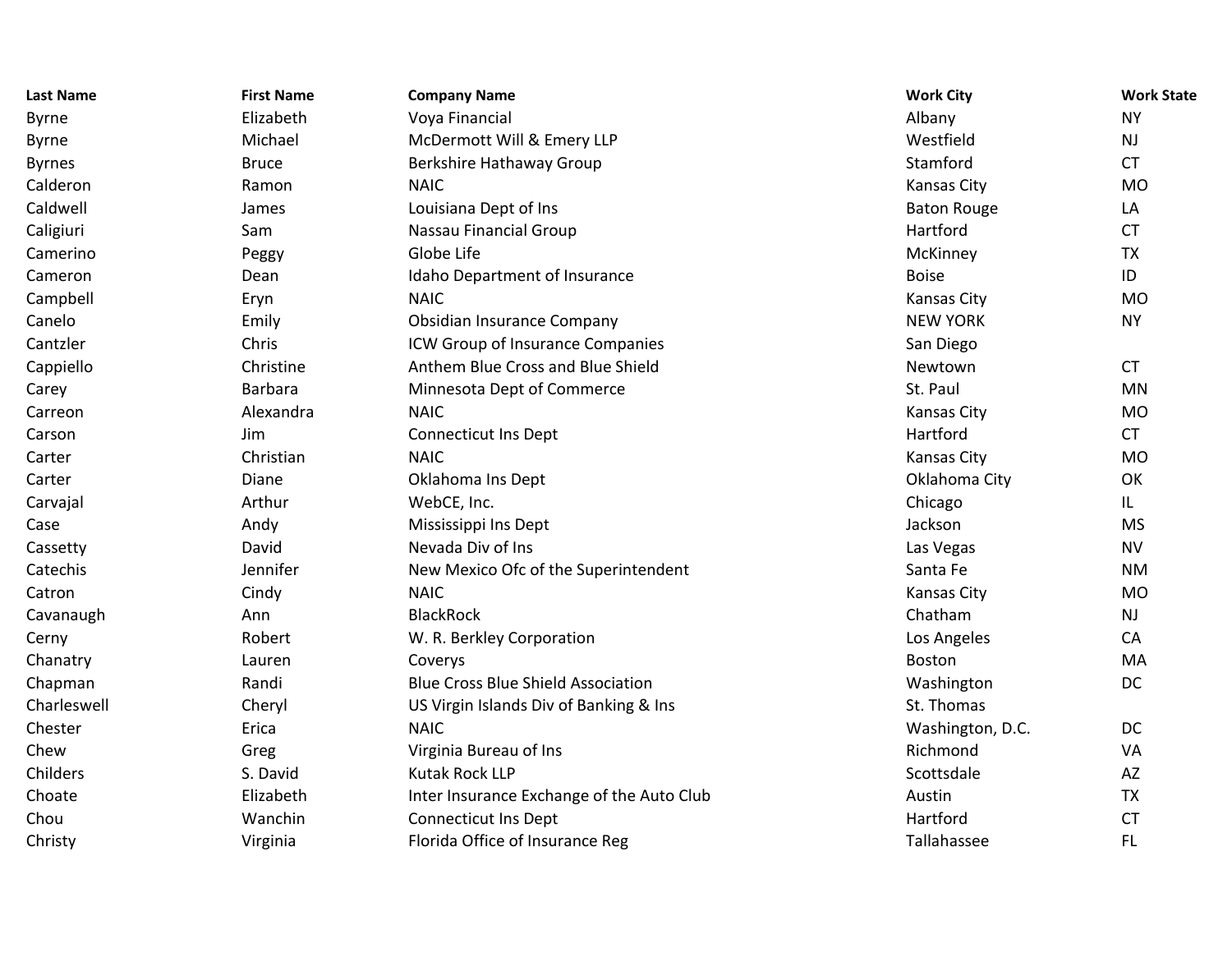| Last Name | First Name | Company Name | Work City | Work State |
| --- | --- | --- | --- | --- |
| Byrne | Elizabeth | Voya Financial | Albany | NY |
| Byrne | Michael | McDermott Will & Emery LLP | Westfield | NJ |
| Byrnes | Bruce | Berkshire Hathaway Group | Stamford | CT |
| Calderon | Ramon | NAIC | Kansas City | MO |
| Caldwell | James | Louisiana Dept of Ins | Baton Rouge | LA |
| Caligiuri | Sam | Nassau Financial Group | Hartford | CT |
| Camerino | Peggy | Globe Life | McKinney | TX |
| Cameron | Dean | Idaho Department of Insurance | Boise | ID |
| Campbell | Eryn | NAIC | Kansas City | MO |
| Canelo | Emily | Obsidian Insurance Company | NEW YORK | NY |
| Cantzler | Chris | ICW Group of Insurance Companies | San Diego | |
| Cappiello | Christine | Anthem Blue Cross and Blue Shield | Newtown | CT |
| Carey | Barbara | Minnesota Dept of Commerce | St. Paul | MN |
| Carreon | Alexandra | NAIC | Kansas City | MO |
| Carson | Jim | Connecticut Ins Dept | Hartford | CT |
| Carter | Christian | NAIC | Kansas City | MO |
| Carter | Diane | Oklahoma Ins Dept | Oklahoma City | OK |
| Carvajal | Arthur | WebCE, Inc. | Chicago | IL |
| Case | Andy | Mississippi Ins Dept | Jackson | MS |
| Cassetty | David | Nevada Div of Ins | Las Vegas | NV |
| Catechis | Jennifer | New Mexico Ofc of the Superintendent | Santa Fe | NM |
| Catron | Cindy | NAIC | Kansas City | MO |
| Cavanaugh | Ann | BlackRock | Chatham | NJ |
| Cerny | Robert | W. R. Berkley Corporation | Los Angeles | CA |
| Chanatry | Lauren | Coverys | Boston | MA |
| Chapman | Randi | Blue Cross Blue Shield Association | Washington | DC |
| Charleswell | Cheryl | US Virgin Islands Div of Banking & Ins | St. Thomas | |
| Chester | Erica | NAIC | Washington, D.C. | DC |
| Chew | Greg | Virginia Bureau of Ins | Richmond | VA |
| Childers | S. David | Kutak Rock LLP | Scottsdale | AZ |
| Choate | Elizabeth | Inter Insurance Exchange of the Auto Club | Austin | TX |
| Chou | Wanchin | Connecticut Ins Dept | Hartford | CT |
| Christy | Virginia | Florida Office of Insurance Reg | Tallahassee | FL |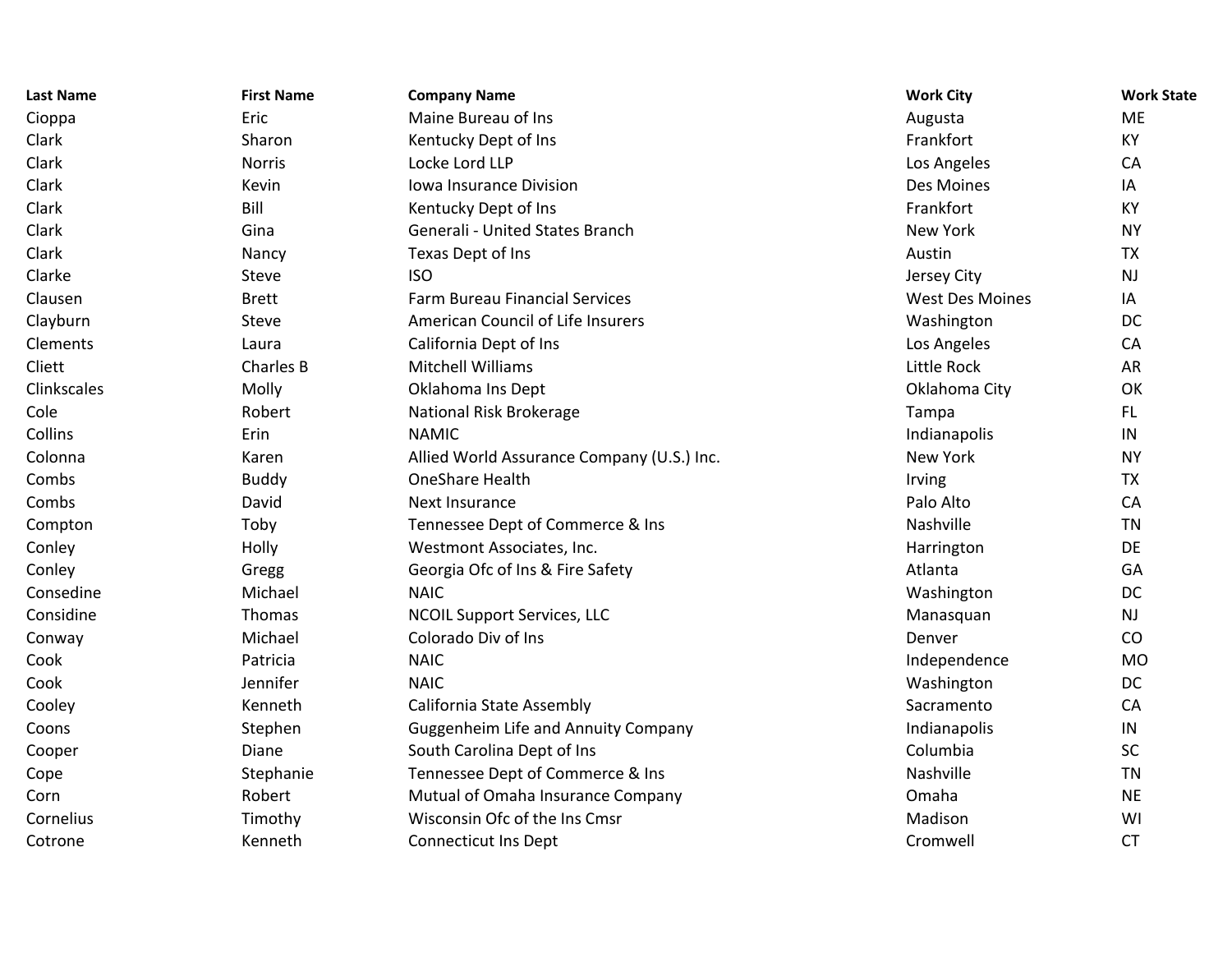| Last Name | First Name | Company Name | Work City | Work State |
|---|---|---|---|---|
| Cioppa | Eric | Maine Bureau of Ins | Augusta | ME |
| Clark | Sharon | Kentucky Dept of Ins | Frankfort | KY |
| Clark | Norris | Locke Lord LLP | Los Angeles | CA |
| Clark | Kevin | Iowa Insurance Division | Des Moines | IA |
| Clark | Bill | Kentucky Dept of Ins | Frankfort | KY |
| Clark | Gina | Generali - United States Branch | New York | NY |
| Clark | Nancy | Texas Dept of Ins | Austin | TX |
| Clarke | Steve | ISO | Jersey City | NJ |
| Clausen | Brett | Farm Bureau Financial Services | West Des Moines | IA |
| Clayburn | Steve | American Council of Life Insurers | Washington | DC |
| Clements | Laura | California Dept of Ins | Los Angeles | CA |
| Cliett | Charles B | Mitchell Williams | Little Rock | AR |
| Clinkscales | Molly | Oklahoma Ins Dept | Oklahoma City | OK |
| Cole | Robert | National Risk Brokerage | Tampa | FL |
| Collins | Erin | NAMIC | Indianapolis | IN |
| Colonna | Karen | Allied World Assurance Company (U.S.) Inc. | New York | NY |
| Combs | Buddy | OneShare Health | Irving | TX |
| Combs | David | Next Insurance | Palo Alto | CA |
| Compton | Toby | Tennessee Dept of Commerce & Ins | Nashville | TN |
| Conley | Holly | Westmont Associates, Inc. | Harrington | DE |
| Conley | Gregg | Georgia Ofc of Ins & Fire Safety | Atlanta | GA |
| Consedine | Michael | NAIC | Washington | DC |
| Considine | Thomas | NCOIL Support Services, LLC | Manasquan | NJ |
| Conway | Michael | Colorado Div of Ins | Denver | CO |
| Cook | Patricia | NAIC | Independence | MO |
| Cook | Jennifer | NAIC | Washington | DC |
| Cooley | Kenneth | California State Assembly | Sacramento | CA |
| Coons | Stephen | Guggenheim Life and Annuity Company | Indianapolis | IN |
| Cooper | Diane | South Carolina Dept of Ins | Columbia | SC |
| Cope | Stephanie | Tennessee Dept of Commerce & Ins | Nashville | TN |
| Corn | Robert | Mutual of Omaha Insurance Company | Omaha | NE |
| Cornelius | Timothy | Wisconsin Ofc of the Ins Cmsr | Madison | WI |
| Cotrone | Kenneth | Connecticut Ins Dept | Cromwell | CT |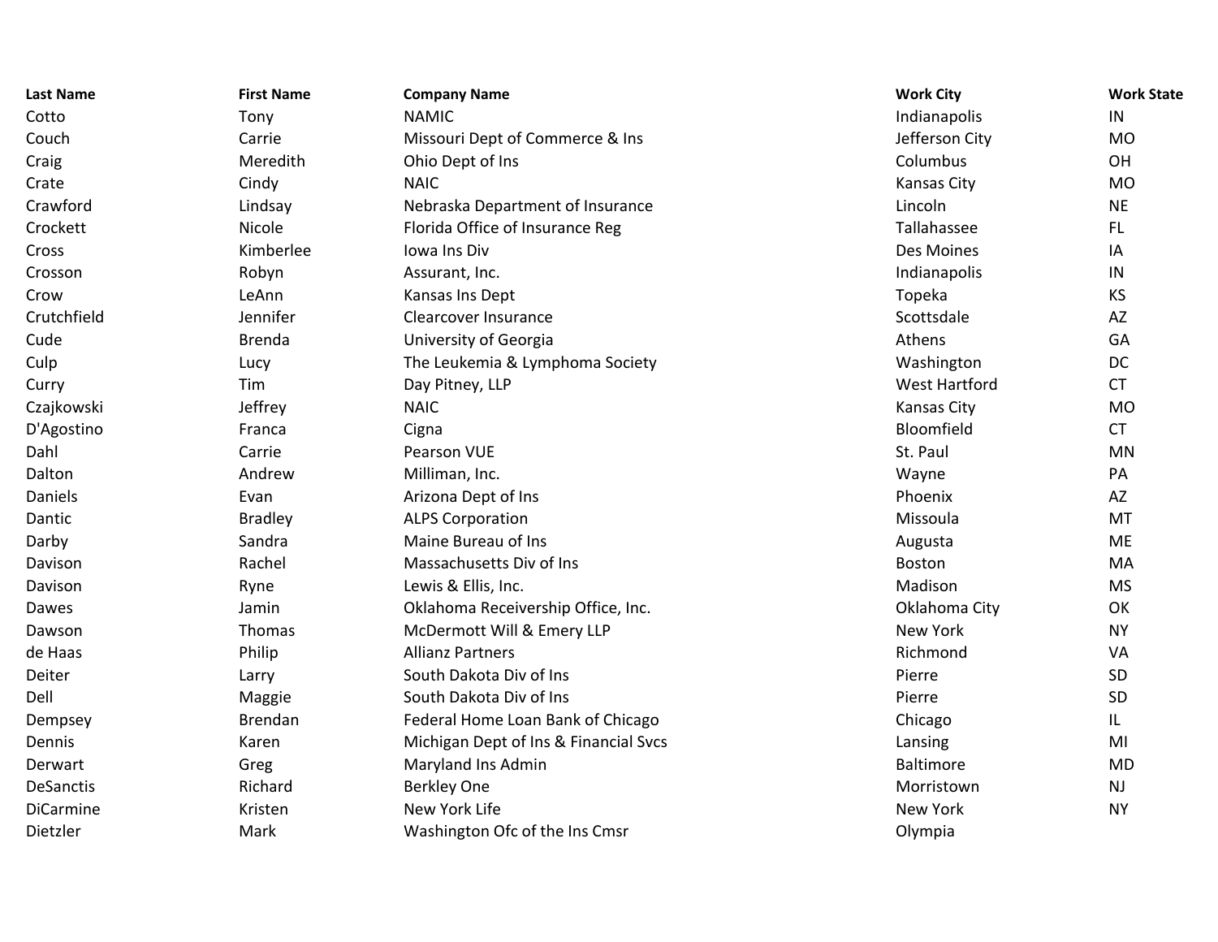| Last Name | First Name | Company Name | Work City | Work State |
| --- | --- | --- | --- | --- |
| Cotto | Tony | NAMIC | Indianapolis | IN |
| Couch | Carrie | Missouri Dept of Commerce & Ins | Jefferson City | MO |
| Craig | Meredith | Ohio Dept of Ins | Columbus | OH |
| Crate | Cindy | NAIC | Kansas City | MO |
| Crawford | Lindsay | Nebraska Department of Insurance | Lincoln | NE |
| Crockett | Nicole | Florida Office of Insurance Reg | Tallahassee | FL |
| Cross | Kimberlee | Iowa Ins Div | Des Moines | IA |
| Crosson | Robyn | Assurant, Inc. | Indianapolis | IN |
| Crow | LeAnn | Kansas Ins Dept | Topeka | KS |
| Crutchfield | Jennifer | Clearcover Insurance | Scottsdale | AZ |
| Cude | Brenda | University of Georgia | Athens | GA |
| Culp | Lucy | The Leukemia & Lymphoma Society | Washington | DC |
| Curry | Tim | Day Pitney, LLP | West Hartford | CT |
| Czajkowski | Jeffrey | NAIC | Kansas City | MO |
| D'Agostino | Franca | Cigna | Bloomfield | CT |
| Dahl | Carrie | Pearson VUE | St. Paul | MN |
| Dalton | Andrew | Milliman, Inc. | Wayne | PA |
| Daniels | Evan | Arizona Dept of Ins | Phoenix | AZ |
| Dantic | Bradley | ALPS Corporation | Missoula | MT |
| Darby | Sandra | Maine Bureau of Ins | Augusta | ME |
| Davison | Rachel | Massachusetts Div of Ins | Boston | MA |
| Davison | Ryne | Lewis & Ellis, Inc. | Madison | MS |
| Dawes | Jamin | Oklahoma Receivership Office, Inc. | Oklahoma City | OK |
| Dawson | Thomas | McDermott Will & Emery LLP | New York | NY |
| de Haas | Philip | Allianz Partners | Richmond | VA |
| Deiter | Larry | South Dakota Div of Ins | Pierre | SD |
| Dell | Maggie | South Dakota Div of Ins | Pierre | SD |
| Dempsey | Brendan | Federal Home Loan Bank of Chicago | Chicago | IL |
| Dennis | Karen | Michigan Dept of Ins & Financial Svcs | Lansing | MI |
| Derwart | Greg | Maryland Ins Admin | Baltimore | MD |
| DeSanctis | Richard | Berkley One | Morristown | NJ |
| DiCarmine | Kristen | New York Life | New York | NY |
| Dietzler | Mark | Washington Ofc of the Ins Cmsr | Olympia | |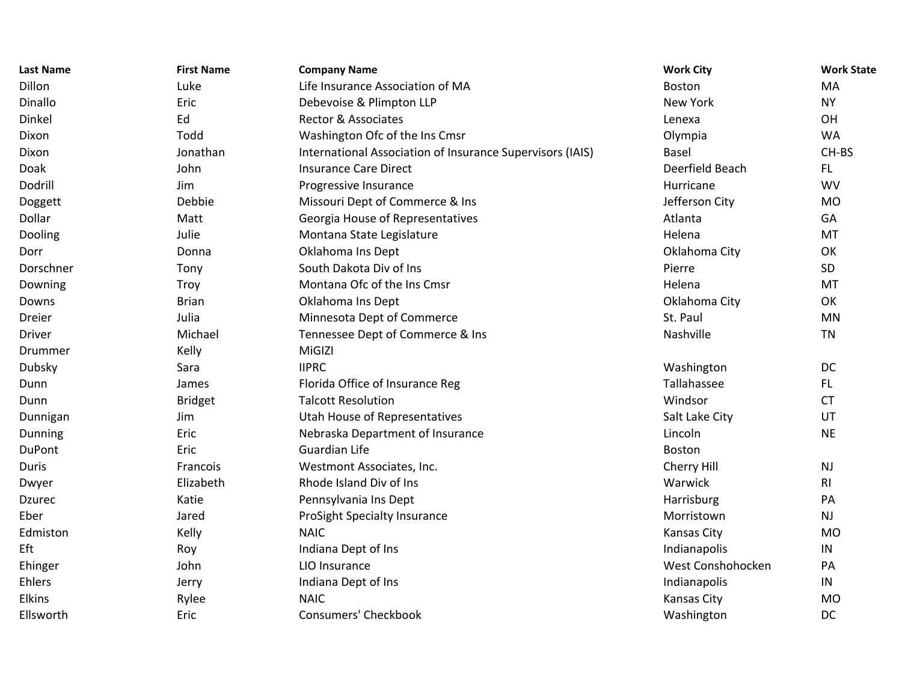| Last Name | First Name | Company Name | Work City | Work State |
|---|---|---|---|---|
| Dillon | Luke | Life Insurance Association of MA | Boston | MA |
| Dinallo | Eric | Debevoise & Plimpton LLP | New York | NY |
| Dinkel | Ed | Rector & Associates | Lenexa | OH |
| Dixon | Todd | Washington Ofc of the Ins Cmsr | Olympia | WA |
| Dixon | Jonathan | International Association of Insurance Supervisors (IAIS) | Basel | CH-BS |
| Doak | John | Insurance Care Direct | Deerfield Beach | FL |
| Dodrill | Jim | Progressive Insurance | Hurricane | WV |
| Doggett | Debbie | Missouri Dept of Commerce & Ins | Jefferson City | MO |
| Dollar | Matt | Georgia House of Representatives | Atlanta | GA |
| Dooling | Julie | Montana State Legislature | Helena | MT |
| Dorr | Donna | Oklahoma Ins Dept | Oklahoma City | OK |
| Dorschner | Tony | South Dakota Div of Ins | Pierre | SD |
| Downing | Troy | Montana Ofc of the Ins Cmsr | Helena | MT |
| Downs | Brian | Oklahoma Ins Dept | Oklahoma City | OK |
| Dreier | Julia | Minnesota Dept of Commerce | St. Paul | MN |
| Driver | Michael | Tennessee Dept of Commerce & Ins | Nashville | TN |
| Drummer | Kelly | MiGIZI | | |
| Dubsky | Sara | IIPRC | Washington | DC |
| Dunn | James | Florida Office of Insurance Reg | Tallahassee | FL |
| Dunn | Bridget | Talcott Resolution | Windsor | CT |
| Dunnigan | Jim | Utah House of Representatives | Salt Lake City | UT |
| Dunning | Eric | Nebraska Department of Insurance | Lincoln | NE |
| DuPont | Eric | Guardian Life | Boston | |
| Duris | Francois | Westmont Associates, Inc. | Cherry Hill | NJ |
| Dwyer | Elizabeth | Rhode Island Div of Ins | Warwick | RI |
| Dzurec | Katie | Pennsylvania Ins Dept | Harrisburg | PA |
| Eber | Jared | ProSight Specialty Insurance | Morristown | NJ |
| Edmiston | Kelly | NAIC | Kansas City | MO |
| Eft | Roy | Indiana Dept of Ins | Indianapolis | IN |
| Ehinger | John | LIO Insurance | West Conshohocken | PA |
| Ehlers | Jerry | Indiana Dept of Ins | Indianapolis | IN |
| Elkins | Rylee | NAIC | Kansas City | MO |
| Ellsworth | Eric | Consumers' Checkbook | Washington | DC |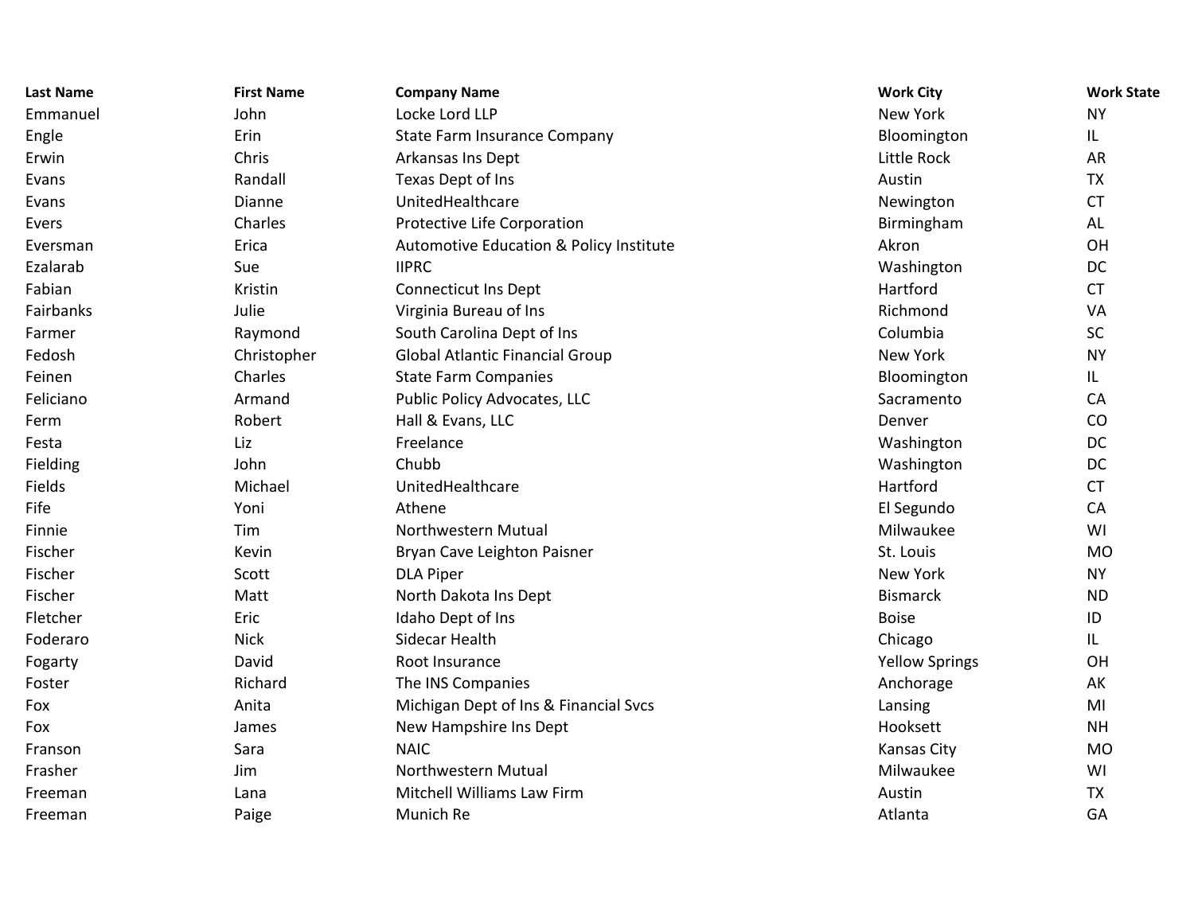| Last Name | First Name | Company Name | Work City | Work State |
|---|---|---|---|---|
| Emmanuel | John | Locke Lord LLP | New York | NY |
| Engle | Erin | State Farm Insurance Company | Bloomington | IL |
| Erwin | Chris | Arkansas Ins Dept | Little Rock | AR |
| Evans | Randall | Texas Dept of Ins | Austin | TX |
| Evans | Dianne | UnitedHealthcare | Newington | CT |
| Evers | Charles | Protective Life Corporation | Birmingham | AL |
| Eversman | Erica | Automotive Education & Policy Institute | Akron | OH |
| Ezalarab | Sue | IIPRC | Washington | DC |
| Fabian | Kristin | Connecticut Ins Dept | Hartford | CT |
| Fairbanks | Julie | Virginia Bureau of Ins | Richmond | VA |
| Farmer | Raymond | South Carolina Dept of Ins | Columbia | SC |
| Fedosh | Christopher | Global Atlantic Financial Group | New York | NY |
| Feinen | Charles | State Farm Companies | Bloomington | IL |
| Feliciano | Armand | Public Policy Advocates, LLC | Sacramento | CA |
| Ferm | Robert | Hall & Evans, LLC | Denver | CO |
| Festa | Liz | Freelance | Washington | DC |
| Fielding | John | Chubb | Washington | DC |
| Fields | Michael | UnitedHealthcare | Hartford | CT |
| Fife | Yoni | Athene | El Segundo | CA |
| Finnie | Tim | Northwestern Mutual | Milwaukee | WI |
| Fischer | Kevin | Bryan Cave Leighton Paisner | St. Louis | MO |
| Fischer | Scott | DLA Piper | New York | NY |
| Fischer | Matt | North Dakota Ins Dept | Bismarck | ND |
| Fletcher | Eric | Idaho Dept of Ins | Boise | ID |
| Foderaro | Nick | Sidecar Health | Chicago | IL |
| Fogarty | David | Root Insurance | Yellow Springs | OH |
| Foster | Richard | The INS Companies | Anchorage | AK |
| Fox | Anita | Michigan Dept of Ins & Financial Svcs | Lansing | MI |
| Fox | James | New Hampshire Ins Dept | Hooksett | NH |
| Franson | Sara | NAIC | Kansas City | MO |
| Frasher | Jim | Northwestern Mutual | Milwaukee | WI |
| Freeman | Lana | Mitchell Williams Law Firm | Austin | TX |
| Freeman | Paige | Munich Re | Atlanta | GA |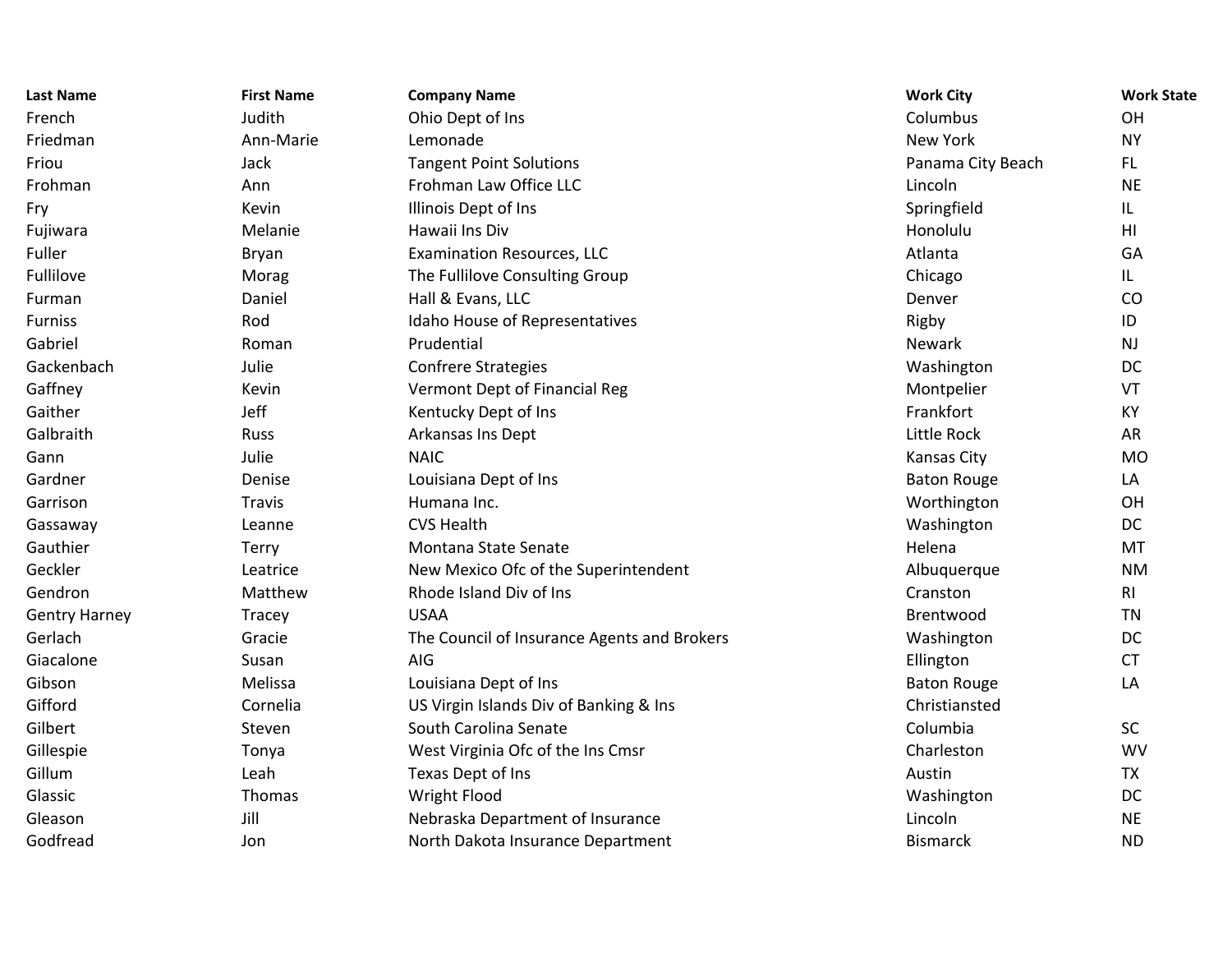| Last Name | First Name | Company Name | Work City | Work State |
| --- | --- | --- | --- | --- |
| French | Judith | Ohio Dept of Ins | Columbus | OH |
| Friedman | Ann-Marie | Lemonade | New York | NY |
| Friou | Jack | Tangent Point Solutions | Panama City Beach | FL |
| Frohman | Ann | Frohman Law Office LLC | Lincoln | NE |
| Fry | Kevin | Illinois Dept of Ins | Springfield | IL |
| Fujiwara | Melanie | Hawaii Ins Div | Honolulu | HI |
| Fuller | Bryan | Examination Resources, LLC | Atlanta | GA |
| Fullilove | Morag | The Fullilove Consulting Group | Chicago | IL |
| Furman | Daniel | Hall & Evans, LLC | Denver | CO |
| Furniss | Rod | Idaho House of Representatives | Rigby | ID |
| Gabriel | Roman | Prudential | Newark | NJ |
| Gackenbach | Julie | Confrere Strategies | Washington | DC |
| Gaffney | Kevin | Vermont Dept of Financial Reg | Montpelier | VT |
| Gaither | Jeff | Kentucky Dept of Ins | Frankfort | KY |
| Galbraith | Russ | Arkansas Ins Dept | Little Rock | AR |
| Gann | Julie | NAIC | Kansas City | MO |
| Gardner | Denise | Louisiana Dept of Ins | Baton Rouge | LA |
| Garrison | Travis | Humana Inc. | Worthington | OH |
| Gassaway | Leanne | CVS Health | Washington | DC |
| Gauthier | Terry | Montana State Senate | Helena | MT |
| Geckler | Leatrice | New Mexico Ofc of the Superintendent | Albuquerque | NM |
| Gendron | Matthew | Rhode Island Div of Ins | Cranston | RI |
| Gentry Harney | Tracey | USAA | Brentwood | TN |
| Gerlach | Gracie | The Council of Insurance Agents and Brokers | Washington | DC |
| Giacalone | Susan | AIG | Ellington | CT |
| Gibson | Melissa | Louisiana Dept of Ins | Baton Rouge | LA |
| Gifford | Cornelia | US Virgin Islands Div of Banking & Ins | Christiansted | |
| Gilbert | Steven | South Carolina Senate | Columbia | SC |
| Gillespie | Tonya | West Virginia Ofc of the Ins Cmsr | Charleston | WV |
| Gillum | Leah | Texas Dept of Ins | Austin | TX |
| Glassic | Thomas | Wright Flood | Washington | DC |
| Gleason | Jill | Nebraska Department of Insurance | Lincoln | NE |
| Godfread | Jon | North Dakota Insurance Department | Bismarck | ND |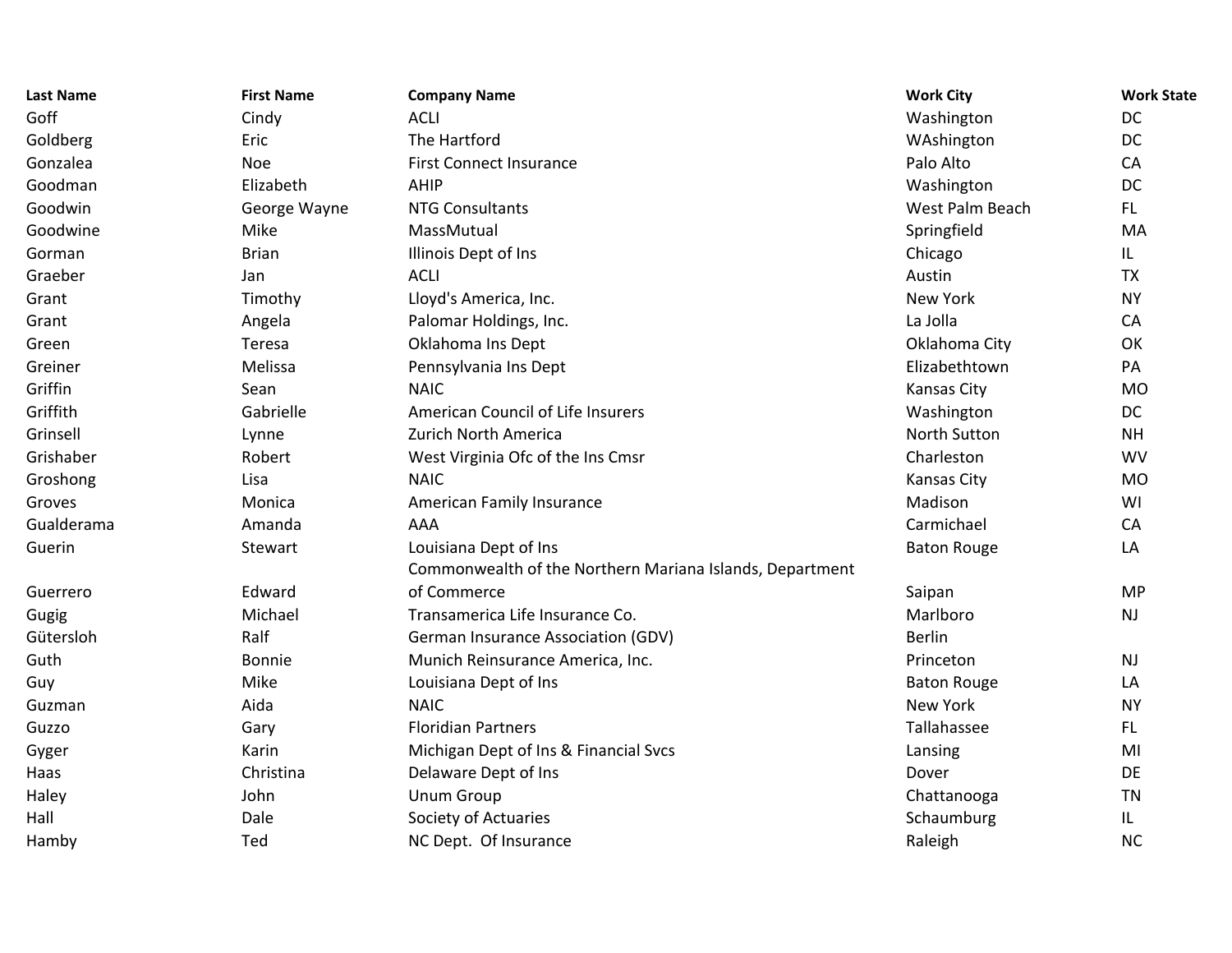| Last Name | First Name | Company Name | Work City | Work State |
|---|---|---|---|---|
| Goff | Cindy | ACLI | Washington | DC |
| Goldberg | Eric | The Hartford | WAshington | DC |
| Gonzalea | Noe | First Connect Insurance | Palo Alto | CA |
| Goodman | Elizabeth | AHIP | Washington | DC |
| Goodwin | George Wayne | NTG Consultants | West Palm Beach | FL |
| Goodwine | Mike | MassMutual | Springfield | MA |
| Gorman | Brian | Illinois Dept of Ins | Chicago | IL |
| Graeber | Jan | ACLI | Austin | TX |
| Grant | Timothy | Lloyd's America, Inc. | New York | NY |
| Grant | Angela | Palomar Holdings, Inc. | La Jolla | CA |
| Green | Teresa | Oklahoma Ins Dept | Oklahoma City | OK |
| Greiner | Melissa | Pennsylvania Ins Dept | Elizabethtown | PA |
| Griffin | Sean | NAIC | Kansas City | MO |
| Griffith | Gabrielle | American Council of Life Insurers | Washington | DC |
| Grinsell | Lynne | Zurich North America | North Sutton | NH |
| Grishaber | Robert | West Virginia Ofc of the Ins Cmsr | Charleston | WV |
| Groshong | Lisa | NAIC | Kansas City | MO |
| Groves | Monica | American Family Insurance | Madison | WI |
| Gualderama | Amanda | AAA | Carmichael | CA |
| Guerin | Stewart | Louisiana Dept of Ins | Baton Rouge | LA |
| Guerrero | Edward | Commonwealth of the Northern Mariana Islands, Department of Commerce | Saipan | MP |
| Gugig | Michael | Transamerica Life Insurance Co. | Marlboro | NJ |
| Gütersloh | Ralf | German Insurance Association (GDV) | Berlin | |
| Guth | Bonnie | Munich Reinsurance America, Inc. | Princeton | NJ |
| Guy | Mike | Louisiana Dept of Ins | Baton Rouge | LA |
| Guzman | Aida | NAIC | New York | NY |
| Guzzo | Gary | Floridian Partners | Tallahassee | FL |
| Gyger | Karin | Michigan Dept of Ins & Financial Svcs | Lansing | MI |
| Haas | Christina | Delaware Dept of Ins | Dover | DE |
| Haley | John | Unum Group | Chattanooga | TN |
| Hall | Dale | Society of Actuaries | Schaumburg | IL |
| Hamby | Ted | NC Dept.  Of Insurance | Raleigh | NC |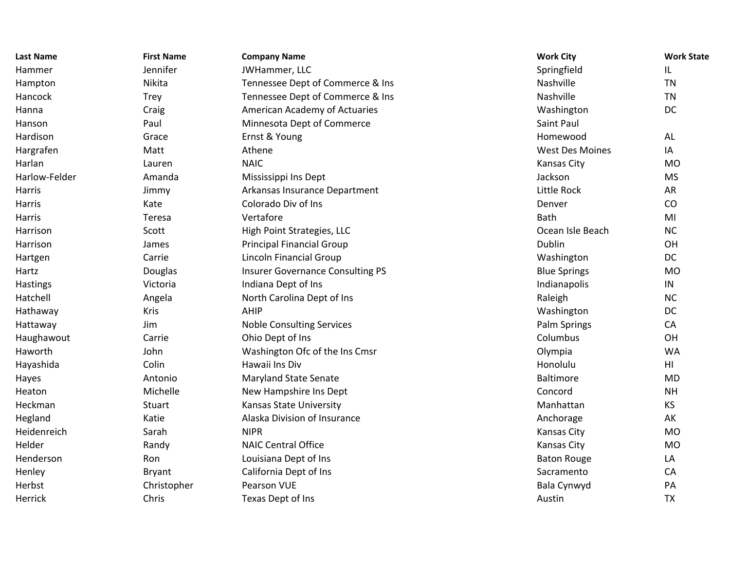| Last Name | First Name | Company Name | Work City | Work State |
|---|---|---|---|---|
| Hammer | Jennifer | JWHammer, LLC | Springfield | IL |
| Hampton | Nikita | Tennessee Dept of Commerce & Ins | Nashville | TN |
| Hancock | Trey | Tennessee Dept of Commerce & Ins | Nashville | TN |
| Hanna | Craig | American Academy of Actuaries | Washington | DC |
| Hanson | Paul | Minnesota Dept of Commerce | Saint Paul | |
| Hardison | Grace | Ernst & Young | Homewood | AL |
| Hargrafen | Matt | Athene | West Des Moines | IA |
| Harlan | Lauren | NAIC | Kansas City | MO |
| Harlow-Felder | Amanda | Mississippi Ins Dept | Jackson | MS |
| Harris | Jimmy | Arkansas Insurance Department | Little Rock | AR |
| Harris | Kate | Colorado Div of Ins | Denver | CO |
| Harris | Teresa | Vertafore | Bath | MI |
| Harrison | Scott | High Point Strategies, LLC | Ocean Isle Beach | NC |
| Harrison | James | Principal Financial Group | Dublin | OH |
| Hartgen | Carrie | Lincoln Financial Group | Washington | DC |
| Hartz | Douglas | Insurer Governance Consulting PS | Blue Springs | MO |
| Hastings | Victoria | Indiana Dept of Ins | Indianapolis | IN |
| Hatchell | Angela | North Carolina Dept of Ins | Raleigh | NC |
| Hathaway | Kris | AHIP | Washington | DC |
| Hattaway | Jim | Noble Consulting Services | Palm Springs | CA |
| Haughawout | Carrie | Ohio Dept of Ins | Columbus | OH |
| Haworth | John | Washington Ofc of the Ins Cmsr | Olympia | WA |
| Hayashida | Colin | Hawaii Ins Div | Honolulu | HI |
| Hayes | Antonio | Maryland State Senate | Baltimore | MD |
| Heaton | Michelle | New Hampshire Ins Dept | Concord | NH |
| Heckman | Stuart | Kansas State University | Manhattan | KS |
| Hegland | Katie | Alaska Division of Insurance | Anchorage | AK |
| Heidenreich | Sarah | NIPR | Kansas City | MO |
| Helder | Randy | NAIC Central Office | Kansas City | MO |
| Henderson | Ron | Louisiana Dept of Ins | Baton Rouge | LA |
| Henley | Bryant | California Dept of Ins | Sacramento | CA |
| Herbst | Christopher | Pearson VUE | Bala Cynwyd | PA |
| Herrick | Chris | Texas Dept of Ins | Austin | TX |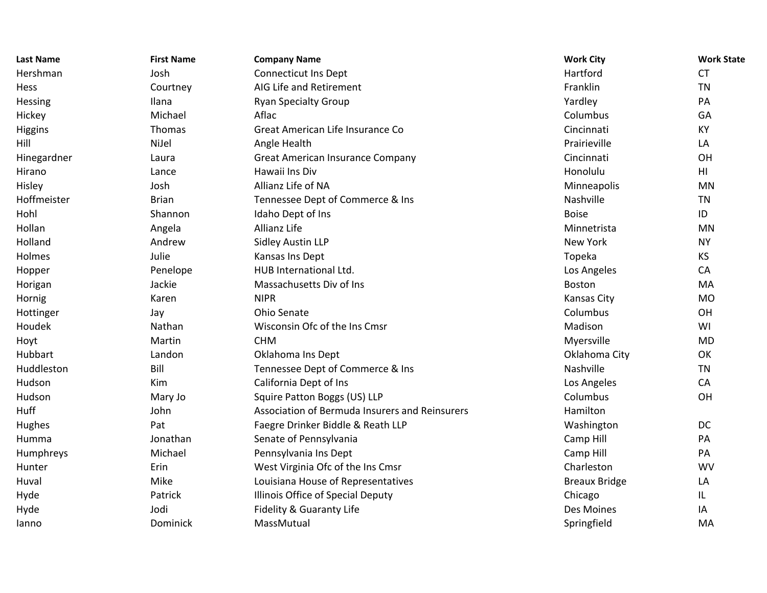| Last Name | First Name | Company Name | Work City | Work State |
|---|---|---|---|---|
| Hershman | Josh | Connecticut Ins Dept | Hartford | CT |
| Hess | Courtney | AIG Life and Retirement | Franklin | TN |
| Hessing | Ilana | Ryan Specialty Group | Yardley | PA |
| Hickey | Michael | Aflac | Columbus | GA |
| Higgins | Thomas | Great American Life Insurance Co | Cincinnati | KY |
| Hill | NiJel | Angle Health | Prairieville | LA |
| Hinegardner | Laura | Great American Insurance Company | Cincinnati | OH |
| Hirano | Lance | Hawaii Ins Div | Honolulu | HI |
| Hisley | Josh | Allianz Life of NA | Minneapolis | MN |
| Hoffmeister | Brian | Tennessee Dept of Commerce & Ins | Nashville | TN |
| Hohl | Shannon | Idaho Dept of Ins | Boise | ID |
| Hollan | Angela | Allianz Life | Minnetrista | MN |
| Holland | Andrew | Sidley Austin LLP | New York | NY |
| Holmes | Julie | Kansas Ins Dept | Topeka | KS |
| Hopper | Penelope | HUB International Ltd. | Los Angeles | CA |
| Horigan | Jackie | Massachusetts Div of Ins | Boston | MA |
| Hornig | Karen | NIPR | Kansas City | MO |
| Hottinger | Jay | Ohio Senate | Columbus | OH |
| Houdek | Nathan | Wisconsin Ofc of the Ins Cmsr | Madison | WI |
| Hoyt | Martin | CHM | Myersville | MD |
| Hubbart | Landon | Oklahoma Ins Dept | Oklahoma City | OK |
| Huddleston | Bill | Tennessee Dept of Commerce & Ins | Nashville | TN |
| Hudson | Kim | California Dept of Ins | Los Angeles | CA |
| Hudson | Mary Jo | Squire Patton Boggs (US) LLP | Columbus | OH |
| Huff | John | Association of Bermuda Insurers and Reinsurers | Hamilton | |
| Hughes | Pat | Faegre Drinker Biddle & Reath LLP | Washington | DC |
| Humma | Jonathan | Senate of Pennsylvania | Camp Hill | PA |
| Humphreys | Michael | Pennsylvania Ins Dept | Camp Hill | PA |
| Hunter | Erin | West Virginia Ofc of the Ins Cmsr | Charleston | WV |
| Huval | Mike | Louisiana House of Representatives | Breaux Bridge | LA |
| Hyde | Patrick | Illinois Office of Special Deputy | Chicago | IL |
| Hyde | Jodi | Fidelity & Guaranty Life | Des Moines | IA |
| Ianno | Dominick | MassMutual | Springfield | MA |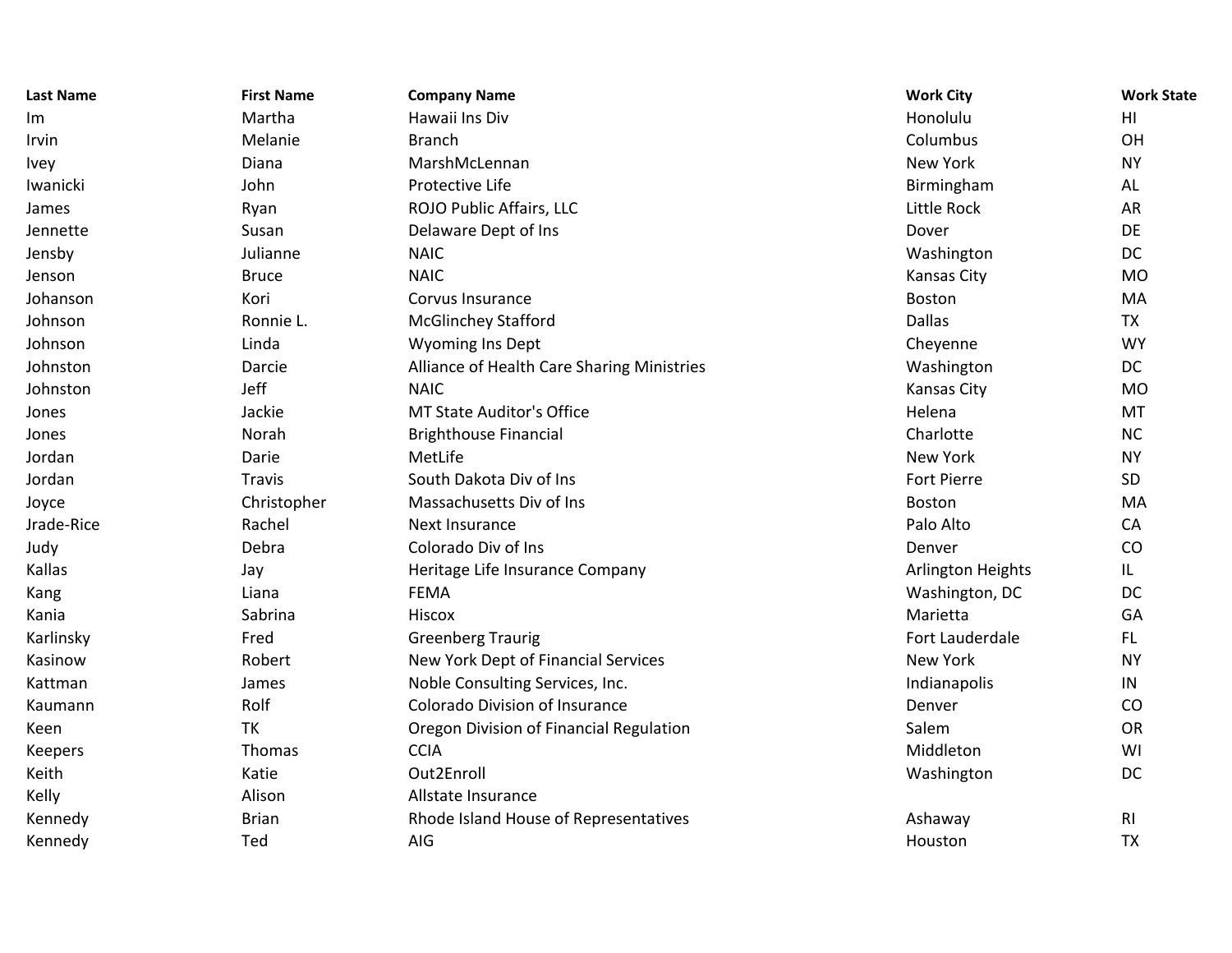| Last Name | First Name | Company Name | Work City | Work State |
|---|---|---|---|---|
| Im | Martha | Hawaii Ins Div | Honolulu | HI |
| Irvin | Melanie | Branch | Columbus | OH |
| Ivey | Diana | MarshMcLennan | New York | NY |
| Iwanicki | John | Protective Life | Birmingham | AL |
| James | Ryan | ROJO Public Affairs, LLC | Little Rock | AR |
| Jennette | Susan | Delaware Dept of Ins | Dover | DE |
| Jensby | Julianne | NAIC | Washington | DC |
| Jenson | Bruce | NAIC | Kansas City | MO |
| Johanson | Kori | Corvus Insurance | Boston | MA |
| Johnson | Ronnie L. | McGlinchey Stafford | Dallas | TX |
| Johnson | Linda | Wyoming Ins Dept | Cheyenne | WY |
| Johnston | Darcie | Alliance of Health Care Sharing Ministries | Washington | DC |
| Johnston | Jeff | NAIC | Kansas City | MO |
| Jones | Jackie | MT State Auditor's Office | Helena | MT |
| Jones | Norah | Brighthouse Financial | Charlotte | NC |
| Jordan | Darie | MetLife | New York | NY |
| Jordan | Travis | South Dakota Div of Ins | Fort Pierre | SD |
| Joyce | Christopher | Massachusetts Div of Ins | Boston | MA |
| Jrade-Rice | Rachel | Next Insurance | Palo Alto | CA |
| Judy | Debra | Colorado Div of Ins | Denver | CO |
| Kallas | Jay | Heritage Life Insurance Company | Arlington Heights | IL |
| Kang | Liana | FEMA | Washington, DC | DC |
| Kania | Sabrina | Hiscox | Marietta | GA |
| Karlinsky | Fred | Greenberg Traurig | Fort Lauderdale | FL |
| Kasinow | Robert | New York Dept of Financial Services | New York | NY |
| Kattman | James | Noble Consulting Services, Inc. | Indianapolis | IN |
| Kaumann | Rolf | Colorado Division of Insurance | Denver | CO |
| Keen | TK | Oregon Division of Financial Regulation | Salem | OR |
| Keepers | Thomas | CCIA | Middleton | WI |
| Keith | Katie | Out2Enroll | Washington | DC |
| Kelly | Alison | Allstate Insurance | | |
| Kennedy | Brian | Rhode Island House of Representatives | Ashaway | RI |
| Kennedy | Ted | AIG | Houston | TX |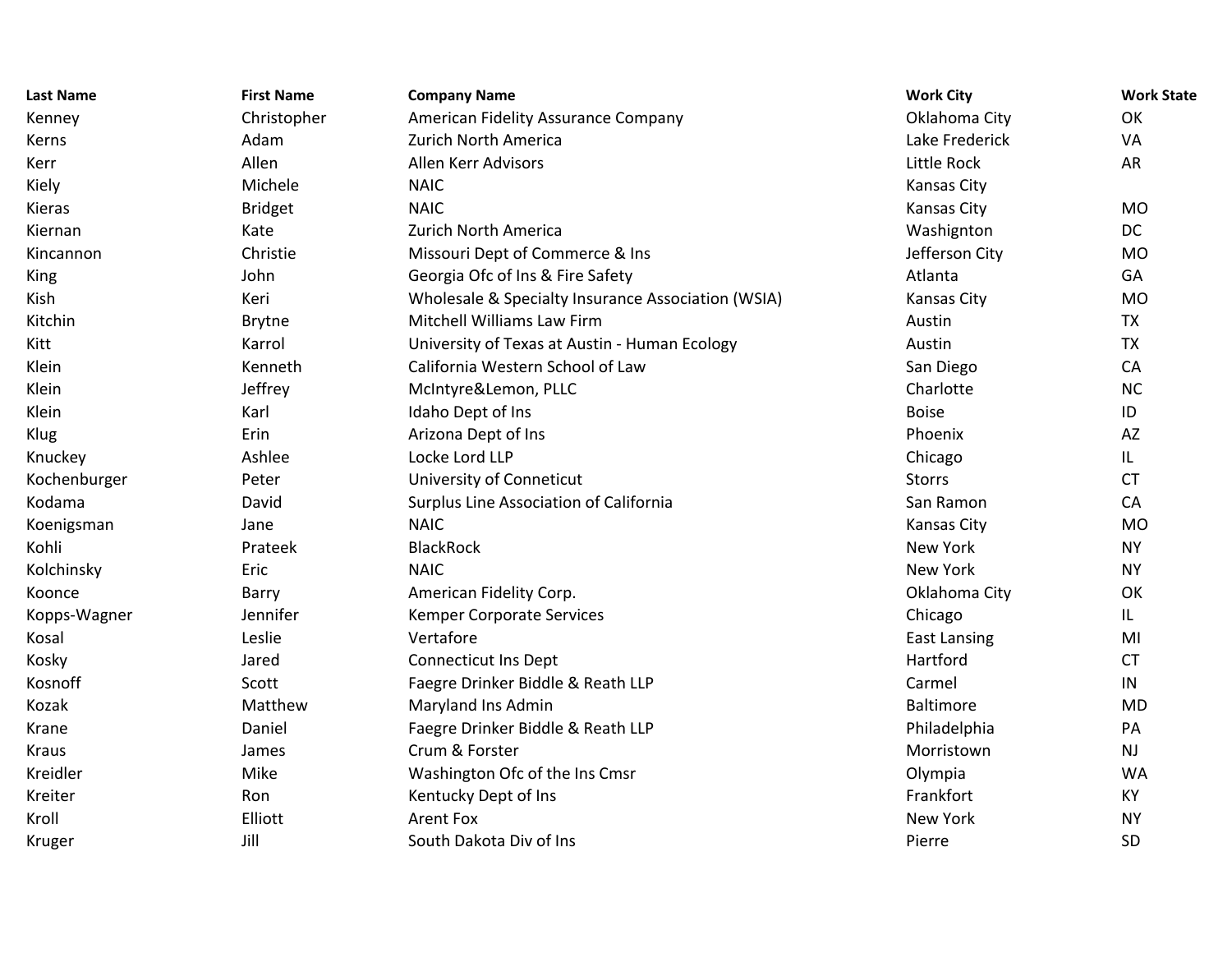| Last Name | First Name | Company Name | Work City | Work State |
|---|---|---|---|---|
| Kenney | Christopher | American Fidelity Assurance Company | Oklahoma City | OK |
| Kerns | Adam | Zurich North America | Lake Frederick | VA |
| Kerr | Allen | Allen Kerr Advisors | Little Rock | AR |
| Kiely | Michele | NAIC | Kansas City | |
| Kieras | Bridget | NAIC | Kansas City | MO |
| Kiernan | Kate | Zurich North America | Washignton | DC |
| Kincannon | Christie | Missouri Dept of Commerce & Ins | Jefferson City | MO |
| King | John | Georgia Ofc of Ins & Fire Safety | Atlanta | GA |
| Kish | Keri | Wholesale & Specialty Insurance Association (WSIA) | Kansas City | MO |
| Kitchin | Brytne | Mitchell Williams Law Firm | Austin | TX |
| Kitt | Karrol | University of Texas at Austin - Human Ecology | Austin | TX |
| Klein | Kenneth | California Western School of Law | San Diego | CA |
| Klein | Jeffrey | McIntyre&Lemon, PLLC | Charlotte | NC |
| Klein | Karl | Idaho Dept of Ins | Boise | ID |
| Klug | Erin | Arizona Dept of Ins | Phoenix | AZ |
| Knuckey | Ashlee | Locke Lord LLP | Chicago | IL |
| Kochenburger | Peter | University of Conneticut | Storrs | CT |
| Kodama | David | Surplus Line Association of California | San Ramon | CA |
| Koenigsman | Jane | NAIC | Kansas City | MO |
| Kohli | Prateek | BlackRock | New York | NY |
| Kolchinsky | Eric | NAIC | New York | NY |
| Koonce | Barry | American Fidelity Corp. | Oklahoma City | OK |
| Kopps-Wagner | Jennifer | Kemper Corporate Services | Chicago | IL |
| Kosal | Leslie | Vertafore | East Lansing | MI |
| Kosky | Jared | Connecticut Ins Dept | Hartford | CT |
| Kosnoff | Scott | Faegre Drinker Biddle & Reath LLP | Carmel | IN |
| Kozak | Matthew | Maryland Ins Admin | Baltimore | MD |
| Krane | Daniel | Faegre Drinker Biddle & Reath LLP | Philadelphia | PA |
| Kraus | James | Crum & Forster | Morristown | NJ |
| Kreidler | Mike | Washington Ofc of the Ins Cmsr | Olympia | WA |
| Kreiter | Ron | Kentucky Dept of Ins | Frankfort | KY |
| Kroll | Elliott | Arent Fox | New York | NY |
| Kruger | Jill | South Dakota Div of Ins | Pierre | SD |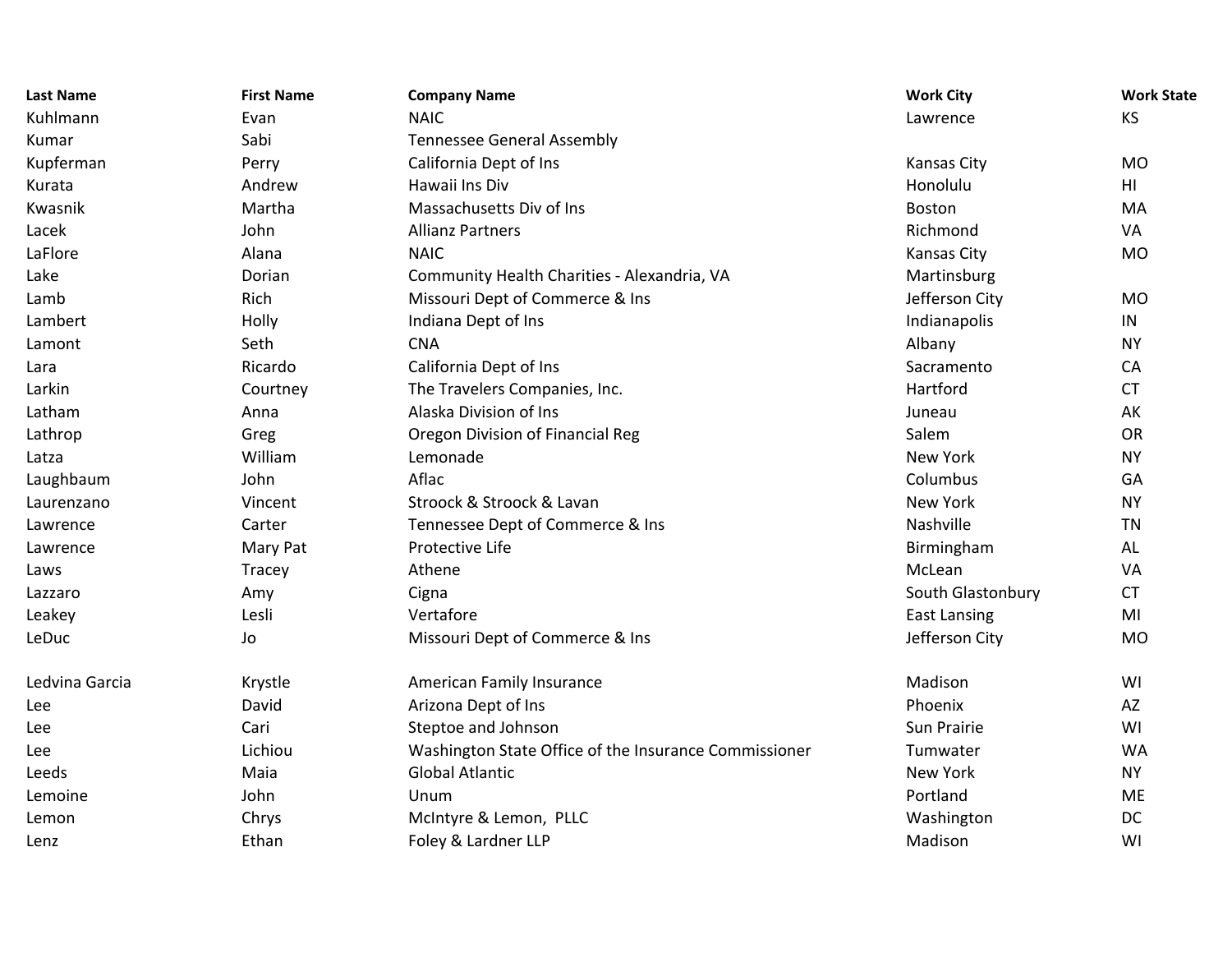| Last Name | First Name | Company Name | Work City | Work State |
|---|---|---|---|---|
| Kuhlmann | Evan | NAIC | Lawrence | KS |
| Kumar | Sabi | Tennessee General Assembly | | |
| Kupferman | Perry | California Dept of Ins | Kansas City | MO |
| Kurata | Andrew | Hawaii Ins Div | Honolulu | HI |
| Kwasnik | Martha | Massachusetts Div of Ins | Boston | MA |
| Lacek | John | Allianz Partners | Richmond | VA |
| LaFlore | Alana | NAIC | Kansas City | MO |
| Lake | Dorian | Community Health Charities - Alexandria, VA | Martinsburg | |
| Lamb | Rich | Missouri Dept of Commerce & Ins | Jefferson City | MO |
| Lambert | Holly | Indiana Dept of Ins | Indianapolis | IN |
| Lamont | Seth | CNA | Albany | NY |
| Lara | Ricardo | California Dept of Ins | Sacramento | CA |
| Larkin | Courtney | The Travelers Companies, Inc. | Hartford | CT |
| Latham | Anna | Alaska Division of Ins | Juneau | AK |
| Lathrop | Greg | Oregon Division of Financial Reg | Salem | OR |
| Latza | William | Lemonade | New York | NY |
| Laughbaum | John | Aflac | Columbus | GA |
| Laurenzano | Vincent | Stroock & Stroock & Lavan | New York | NY |
| Lawrence | Carter | Tennessee Dept of Commerce & Ins | Nashville | TN |
| Lawrence | Mary Pat | Protective Life | Birmingham | AL |
| Laws | Tracey | Athene | McLean | VA |
| Lazzaro | Amy | Cigna | South Glastonbury | CT |
| Leakey | Lesli | Vertafore | East Lansing | MI |
| LeDuc | Jo | Missouri Dept of Commerce & Ins | Jefferson City | MO |
| Ledvina Garcia | Krystle | American Family Insurance | Madison | WI |
| Lee | David | Arizona Dept of Ins | Phoenix | AZ |
| Lee | Cari | Steptoe and Johnson | Sun Prairie | WI |
| Lee | Lichiou | Washington State Office of the Insurance Commissioner | Tumwater | WA |
| Leeds | Maia | Global Atlantic | New York | NY |
| Lemoine | John | Unum | Portland | ME |
| Lemon | Chrys | McIntyre & Lemon, PLLC | Washington | DC |
| Lenz | Ethan | Foley & Lardner LLP | Madison | WI |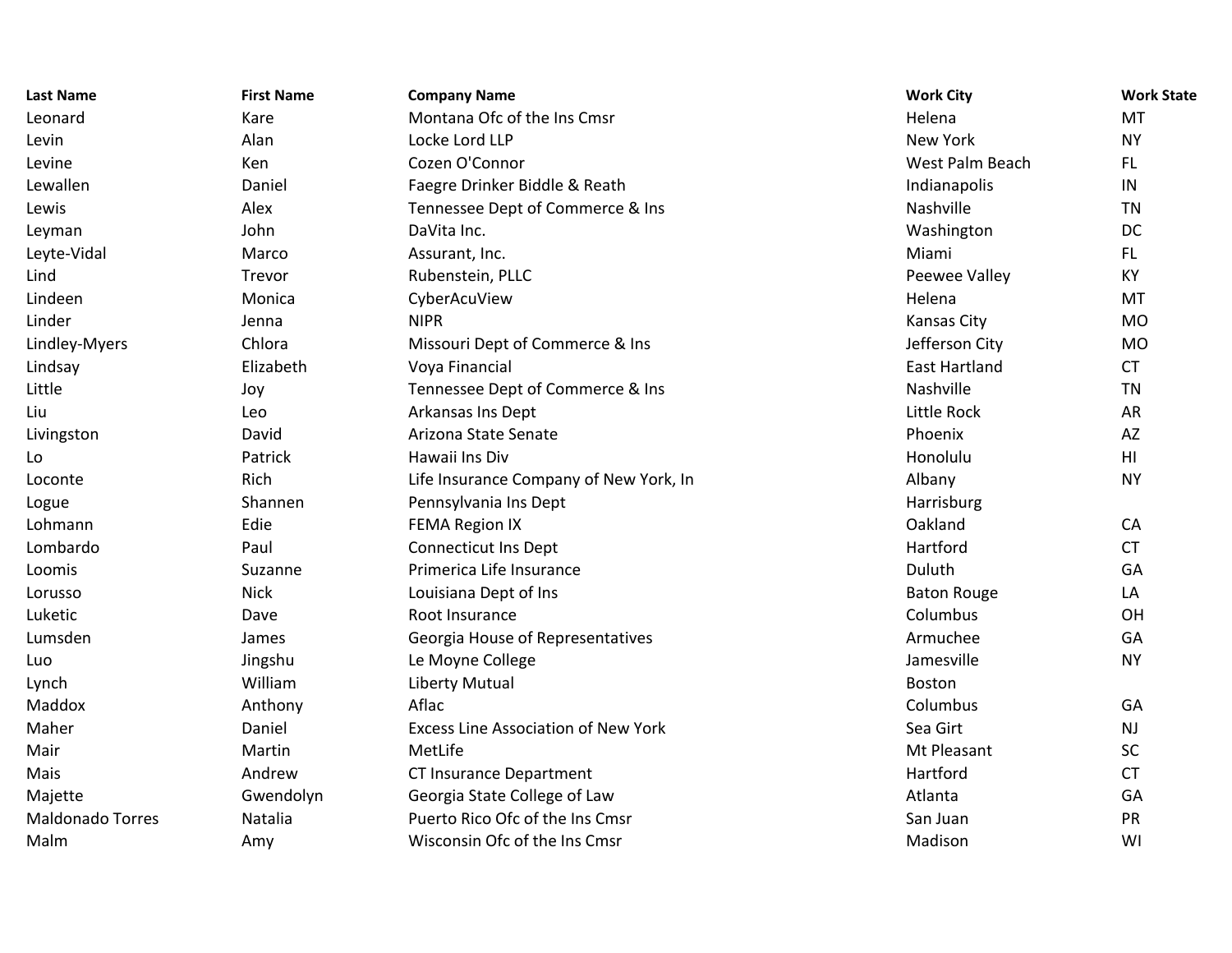| Last Name | First Name | Company Name | Work City | Work State |
|---|---|---|---|---|
| Leonard | Kare | Montana Ofc of the Ins Cmsr | Helena | MT |
| Levin | Alan | Locke Lord LLP | New York | NY |
| Levine | Ken | Cozen O'Connor | West Palm Beach | FL |
| Lewallen | Daniel | Faegre Drinker Biddle & Reath | Indianapolis | IN |
| Lewis | Alex | Tennessee Dept of Commerce & Ins | Nashville | TN |
| Leyman | John | DaVita Inc. | Washington | DC |
| Leyte-Vidal | Marco | Assurant, Inc. | Miami | FL |
| Lind | Trevor | Rubenstein, PLLC | Peewee Valley | KY |
| Lindeen | Monica | CyberAcuView | Helena | MT |
| Linder | Jenna | NIPR | Kansas City | MO |
| Lindley-Myers | Chlora | Missouri Dept of Commerce & Ins | Jefferson City | MO |
| Lindsay | Elizabeth | Voya Financial | East Hartland | CT |
| Little | Joy | Tennessee Dept of Commerce & Ins | Nashville | TN |
| Liu | Leo | Arkansas Ins Dept | Little Rock | AR |
| Livingston | David | Arizona State Senate | Phoenix | AZ |
| Lo | Patrick | Hawaii Ins Div | Honolulu | HI |
| Loconte | Rich | Life Insurance Company of New York, In | Albany | NY |
| Logue | Shannen | Pennsylvania Ins Dept | Harrisburg | |
| Lohmann | Edie | FEMA Region IX | Oakland | CA |
| Lombardo | Paul | Connecticut Ins Dept | Hartford | CT |
| Loomis | Suzanne | Primerica Life Insurance | Duluth | GA |
| Lorusso | Nick | Louisiana Dept of Ins | Baton Rouge | LA |
| Luketic | Dave | Root Insurance | Columbus | OH |
| Lumsden | James | Georgia House of Representatives | Armuchee | GA |
| Luo | Jingshu | Le Moyne College | Jamesville | NY |
| Lynch | William | Liberty Mutual | Boston | |
| Maddox | Anthony | Aflac | Columbus | GA |
| Maher | Daniel | Excess Line Association of New York | Sea Girt | NJ |
| Mair | Martin | MetLife | Mt Pleasant | SC |
| Mais | Andrew | CT Insurance Department | Hartford | CT |
| Majette | Gwendolyn | Georgia State College of Law | Atlanta | GA |
| Maldonado Torres | Natalia | Puerto Rico Ofc of the Ins Cmsr | San Juan | PR |
| Malm | Amy | Wisconsin Ofc of the Ins Cmsr | Madison | WI |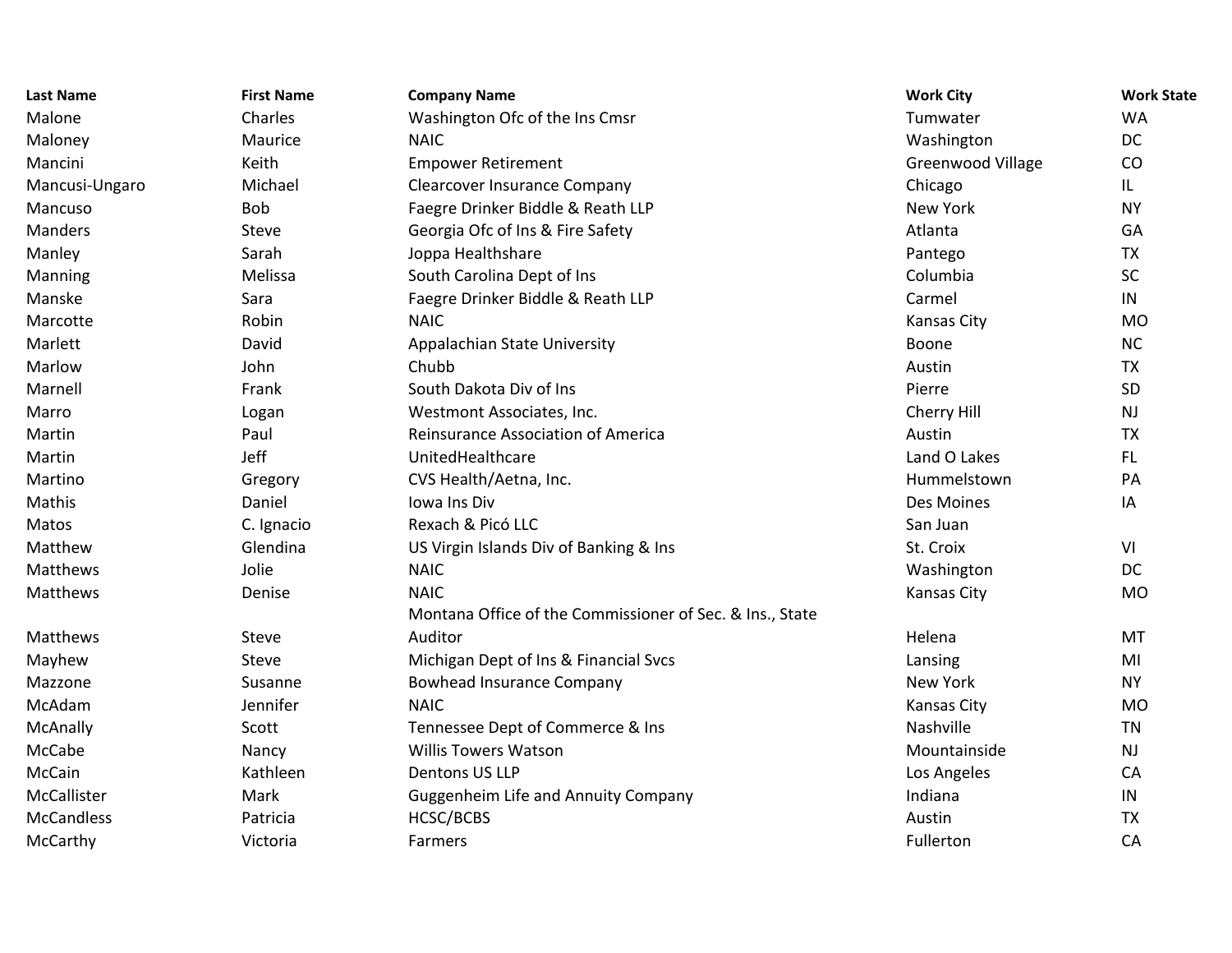| Last Name | First Name | Company Name | Work City | Work State |
|---|---|---|---|---|
| Malone | Charles | Washington Ofc of the Ins Cmsr | Tumwater | WA |
| Maloney | Maurice | NAIC | Washington | DC |
| Mancini | Keith | Empower Retirement | Greenwood Village | CO |
| Mancusi-Ungaro | Michael | Clearcover Insurance Company | Chicago | IL |
| Mancuso | Bob | Faegre Drinker Biddle & Reath LLP | New York | NY |
| Manders | Steve | Georgia Ofc of Ins & Fire Safety | Atlanta | GA |
| Manley | Sarah | Joppa Healthshare | Pantego | TX |
| Manning | Melissa | South Carolina Dept of Ins | Columbia | SC |
| Manske | Sara | Faegre Drinker Biddle & Reath LLP | Carmel | IN |
| Marcotte | Robin | NAIC | Kansas City | MO |
| Marlett | David | Appalachian State University | Boone | NC |
| Marlow | John | Chubb | Austin | TX |
| Marnell | Frank | South Dakota Div of Ins | Pierre | SD |
| Marro | Logan | Westmont Associates, Inc. | Cherry Hill | NJ |
| Martin | Paul | Reinsurance Association of America | Austin | TX |
| Martin | Jeff | UnitedHealthcare | Land O Lakes | FL |
| Martino | Gregory | CVS Health/Aetna, Inc. | Hummelstown | PA |
| Mathis | Daniel | Iowa Ins Div | Des Moines | IA |
| Matos | C. Ignacio | Rexach & Picó LLC | San Juan | |
| Matthew | Glendina | US Virgin Islands Div of Banking & Ins | St. Croix | VI |
| Matthews | Jolie | NAIC | Washington | DC |
| Matthews | Denise | NAIC | Kansas City | MO |
| Matthews | Steve | Montana Office of the Commissioner of Sec. & Ins., State Auditor | Helena | MT |
| Mayhew | Steve | Michigan Dept of Ins & Financial Svcs | Lansing | MI |
| Mazzone | Susanne | Bowhead Insurance Company | New York | NY |
| McAdam | Jennifer | NAIC | Kansas City | MO |
| McAnally | Scott | Tennessee Dept of Commerce & Ins | Nashville | TN |
| McCabe | Nancy | Willis Towers Watson | Mountainside | NJ |
| McCain | Kathleen | Dentons US LLP | Los Angeles | CA |
| McCallister | Mark | Guggenheim Life and Annuity Company | Indiana | IN |
| McCandless | Patricia | HCSC/BCBS | Austin | TX |
| McCarthy | Victoria | Farmers | Fullerton | CA |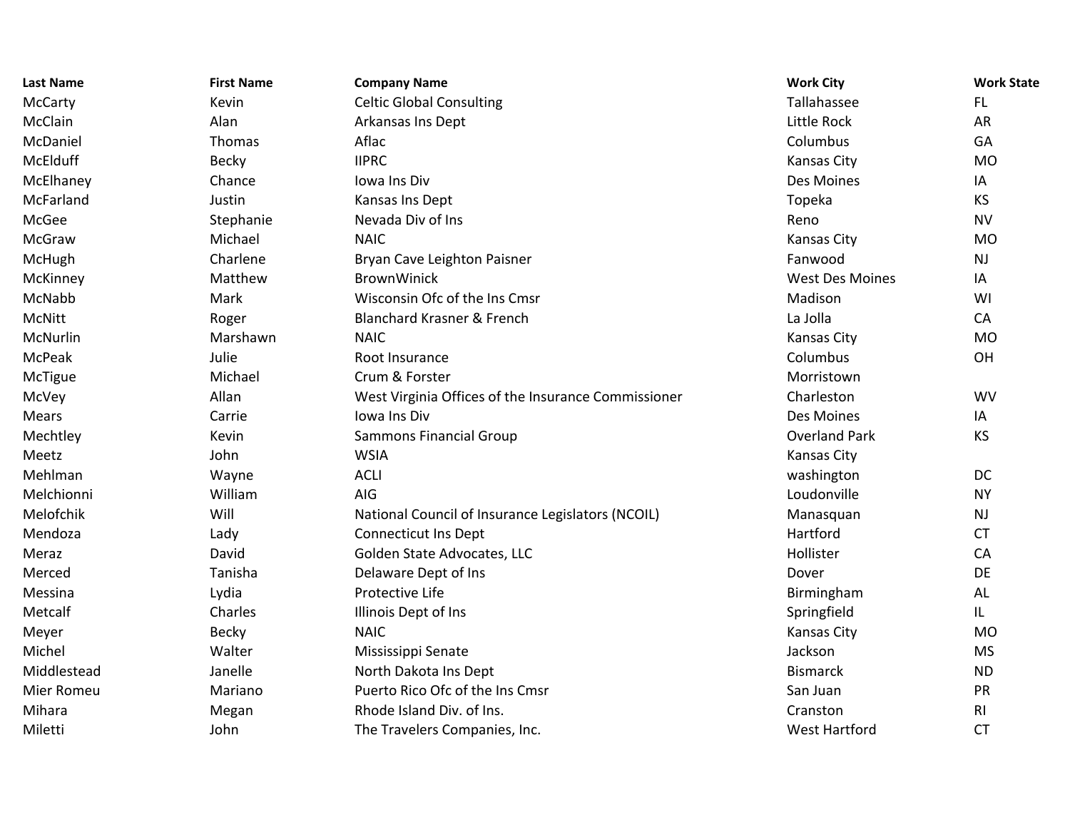| Last Name | First Name | Company Name | Work City | Work State |
| --- | --- | --- | --- | --- |
| McCarty | Kevin | Celtic Global Consulting | Tallahassee | FL |
| McClain | Alan | Arkansas Ins Dept | Little Rock | AR |
| McDaniel | Thomas | Aflac | Columbus | GA |
| McElduff | Becky | IIPRC | Kansas City | MO |
| McElhaney | Chance | Iowa Ins Div | Des Moines | IA |
| McFarland | Justin | Kansas Ins Dept | Topeka | KS |
| McGee | Stephanie | Nevada Div of Ins | Reno | NV |
| McGraw | Michael | NAIC | Kansas City | MO |
| McHugh | Charlene | Bryan Cave Leighton Paisner | Fanwood | NJ |
| McKinney | Matthew | BrownWinick | West Des Moines | IA |
| McNabb | Mark | Wisconsin Ofc of the Ins Cmsr | Madison | WI |
| McNitt | Roger | Blanchard Krasner & French | La Jolla | CA |
| McNurlin | Marshawn | NAIC | Kansas City | MO |
| McPeak | Julie | Root Insurance | Columbus | OH |
| McTigue | Michael | Crum & Forster | Morristown | |
| McVey | Allan | West Virginia Offices of the Insurance Commissioner | Charleston | WV |
| Mears | Carrie | Iowa Ins Div | Des Moines | IA |
| Mechtley | Kevin | Sammons Financial Group | Overland Park | KS |
| Meetz | John | WSIA | Kansas City | |
| Mehlman | Wayne | ACLI | washington | DC |
| Melchionni | William | AIG | Loudonville | NY |
| Melofchik | Will | National Council of Insurance Legislators (NCOIL) | Manasquan | NJ |
| Mendoza | Lady | Connecticut Ins Dept | Hartford | CT |
| Meraz | David | Golden State Advocates, LLC | Hollister | CA |
| Merced | Tanisha | Delaware Dept of Ins | Dover | DE |
| Messina | Lydia | Protective Life | Birmingham | AL |
| Metcalf | Charles | Illinois Dept of Ins | Springfield | IL |
| Meyer | Becky | NAIC | Kansas City | MO |
| Michel | Walter | Mississippi Senate | Jackson | MS |
| Middlestead | Janelle | North Dakota Ins Dept | Bismarck | ND |
| Mier Romeu | Mariano | Puerto Rico Ofc of the Ins Cmsr | San Juan | PR |
| Mihara | Megan | Rhode Island Div. of Ins. | Cranston | RI |
| Miletti | John | The Travelers Companies, Inc. | West Hartford | CT |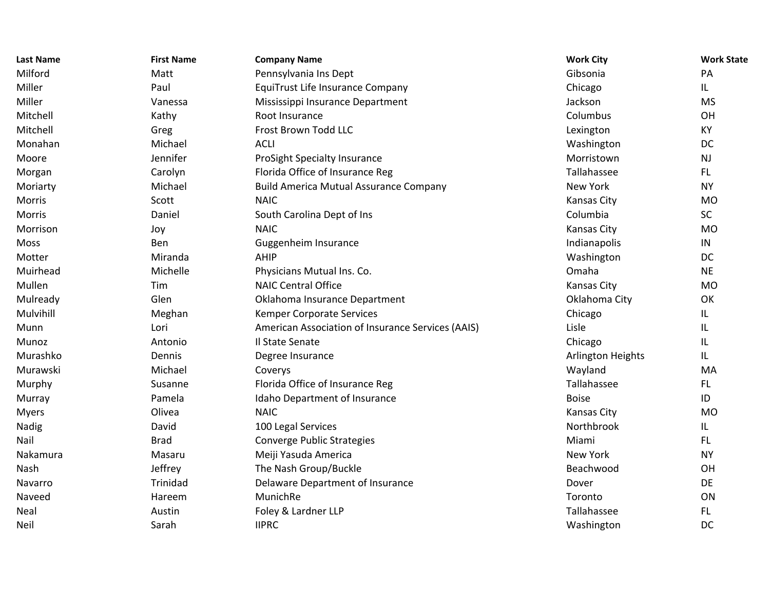| Last Name | First Name | Company Name | Work City | Work State |
|---|---|---|---|---|
| Milford | Matt | Pennsylvania Ins Dept | Gibsonia | PA |
| Miller | Paul | EquiTrust Life Insurance Company | Chicago | IL |
| Miller | Vanessa | Mississippi Insurance Department | Jackson | MS |
| Mitchell | Kathy | Root Insurance | Columbus | OH |
| Mitchell | Greg | Frost Brown Todd LLC | Lexington | KY |
| Monahan | Michael | ACLI | Washington | DC |
| Moore | Jennifer | ProSight Specialty Insurance | Morristown | NJ |
| Morgan | Carolyn | Florida Office of Insurance Reg | Tallahassee | FL |
| Moriarty | Michael | Build America Mutual Assurance Company | New York | NY |
| Morris | Scott | NAIC | Kansas City | MO |
| Morris | Daniel | South Carolina Dept of Ins | Columbia | SC |
| Morrison | Joy | NAIC | Kansas City | MO |
| Moss | Ben | Guggenheim Insurance | Indianapolis | IN |
| Motter | Miranda | AHIP | Washington | DC |
| Muirhead | Michelle | Physicians Mutual Ins. Co. | Omaha | NE |
| Mullen | Tim | NAIC Central Office | Kansas City | MO |
| Mulready | Glen | Oklahoma Insurance Department | Oklahoma City | OK |
| Mulvihill | Meghan | Kemper Corporate Services | Chicago | IL |
| Munn | Lori | American Association of Insurance Services (AAIS) | Lisle | IL |
| Munoz | Antonio | Il State Senate | Chicago | IL |
| Murashko | Dennis | Degree Insurance | Arlington Heights | IL |
| Murawski | Michael | Coverys | Wayland | MA |
| Murphy | Susanne | Florida Office of Insurance Reg | Tallahassee | FL |
| Murray | Pamela | Idaho Department of Insurance | Boise | ID |
| Myers | Olivea | NAIC | Kansas City | MO |
| Nadig | David | 100 Legal Services | Northbrook | IL |
| Nail | Brad | Converge Public Strategies | Miami | FL |
| Nakamura | Masaru | Meiji Yasuda America | New York | NY |
| Nash | Jeffrey | The Nash Group/Buckle | Beachwood | OH |
| Navarro | Trinidad | Delaware Department of Insurance | Dover | DE |
| Naveed | Hareem | MunichRe | Toronto | ON |
| Neal | Austin | Foley & Lardner LLP | Tallahassee | FL |
| Neil | Sarah | IIPRC | Washington | DC |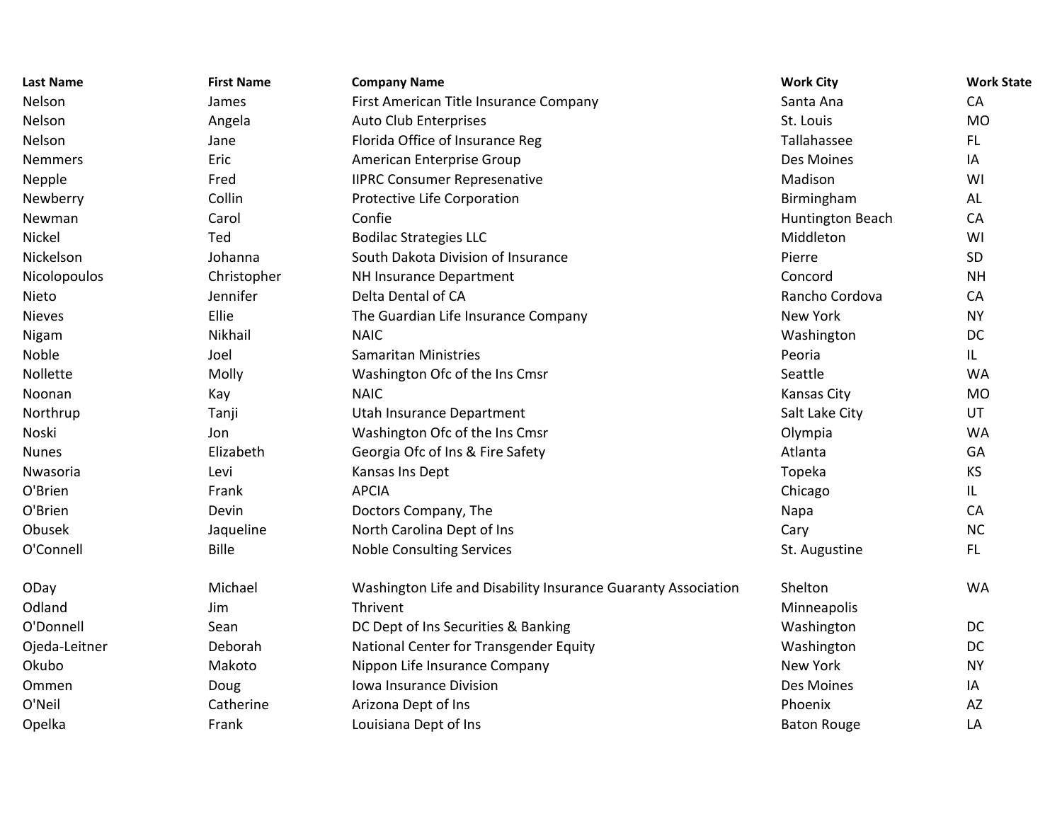| Last Name | First Name | Company Name | Work City | Work State |
|---|---|---|---|---|
| Nelson | James | First American Title Insurance Company | Santa Ana | CA |
| Nelson | Angela | Auto Club Enterprises | St. Louis | MO |
| Nelson | Jane | Florida Office of Insurance Reg | Tallahassee | FL |
| Nemmers | Eric | American Enterprise Group | Des Moines | IA |
| Nepple | Fred | IIPRC Consumer Represenative | Madison | WI |
| Newberry | Collin | Protective Life Corporation | Birmingham | AL |
| Newman | Carol | Confie | Huntington Beach | CA |
| Nickel | Ted | Bodilac Strategies LLC | Middleton | WI |
| Nickelson | Johanna | South Dakota Division of Insurance | Pierre | SD |
| Nicolopoulos | Christopher | NH Insurance Department | Concord | NH |
| Nieto | Jennifer | Delta Dental of CA | Rancho Cordova | CA |
| Nieves | Ellie | The Guardian Life Insurance Company | New York | NY |
| Nigam | Nikhail | NAIC | Washington | DC |
| Noble | Joel | Samaritan Ministries | Peoria | IL |
| Nollette | Molly | Washington Ofc of the Ins Cmsr | Seattle | WA |
| Noonan | Kay | NAIC | Kansas City | MO |
| Northrup | Tanji | Utah Insurance Department | Salt Lake City | UT |
| Noski | Jon | Washington Ofc of the Ins Cmsr | Olympia | WA |
| Nunes | Elizabeth | Georgia Ofc of Ins & Fire Safety | Atlanta | GA |
| Nwasoria | Levi | Kansas Ins Dept | Topeka | KS |
| O'Brien | Frank | APCIA | Chicago | IL |
| O'Brien | Devin | Doctors Company, The | Napa | CA |
| Obusek | Jaqueline | North Carolina Dept of Ins | Cary | NC |
| O'Connell | Bille | Noble Consulting Services | St. Augustine | FL |
| ODay | Michael | Washington Life and Disability Insurance Guaranty Association | Shelton | WA |
| Odland | Jim | Thrivent | Minneapolis | |
| O'Donnell | Sean | DC Dept of Ins Securities & Banking | Washington | DC |
| Ojeda-Leitner | Deborah | National Center for Transgender Equity | Washington | DC |
| Okubo | Makoto | Nippon Life Insurance Company | New York | NY |
| Ommen | Doug | Iowa Insurance Division | Des Moines | IA |
| O'Neil | Catherine | Arizona Dept of Ins | Phoenix | AZ |
| Opelka | Frank | Louisiana Dept of Ins | Baton Rouge | LA |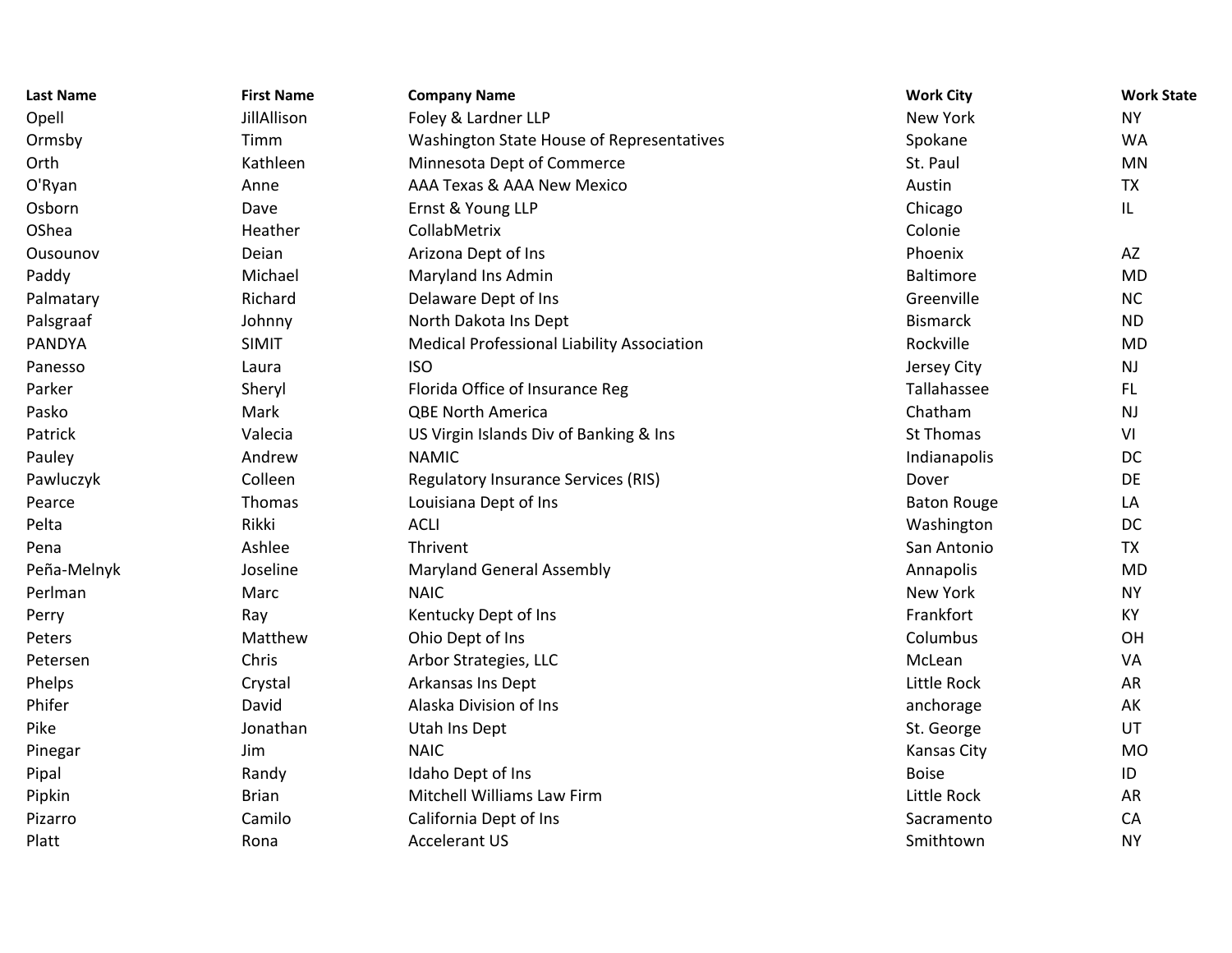| Last Name | First Name | Company Name | Work City | Work State |
| --- | --- | --- | --- | --- |
| Opell | JillAllison | Foley & Lardner LLP | New York | NY |
| Ormsby | Timm | Washington State House of Representatives | Spokane | WA |
| Orth | Kathleen | Minnesota Dept of Commerce | St. Paul | MN |
| O'Ryan | Anne | AAA Texas & AAA New Mexico | Austin | TX |
| Osborn | Dave | Ernst & Young LLP | Chicago | IL |
| OShea | Heather | CollabMetrix | Colonie | |
| Ousounov | Deian | Arizona Dept of Ins | Phoenix | AZ |
| Paddy | Michael | Maryland Ins Admin | Baltimore | MD |
| Palmatary | Richard | Delaware Dept of Ins | Greenville | NC |
| Palsgraaf | Johnny | North Dakota Ins Dept | Bismarck | ND |
| PANDYA | SIMIT | Medical Professional Liability Association | Rockville | MD |
| Panesso | Laura | ISO | Jersey City | NJ |
| Parker | Sheryl | Florida Office of Insurance Reg | Tallahassee | FL |
| Pasko | Mark | QBE North America | Chatham | NJ |
| Patrick | Valecia | US Virgin Islands Div of Banking & Ins | St Thomas | VI |
| Pauley | Andrew | NAMIC | Indianapolis | DC |
| Pawluczyk | Colleen | Regulatory Insurance Services (RIS) | Dover | DE |
| Pearce | Thomas | Louisiana Dept of Ins | Baton Rouge | LA |
| Pelta | Rikki | ACLI | Washington | DC |
| Pena | Ashlee | Thrivent | San Antonio | TX |
| Peña-Melnyk | Joseline | Maryland General Assembly | Annapolis | MD |
| Perlman | Marc | NAIC | New York | NY |
| Perry | Ray | Kentucky Dept of Ins | Frankfort | KY |
| Peters | Matthew | Ohio Dept of Ins | Columbus | OH |
| Petersen | Chris | Arbor Strategies, LLC | McLean | VA |
| Phelps | Crystal | Arkansas Ins Dept | Little Rock | AR |
| Phifer | David | Alaska Division of Ins | anchorage | AK |
| Pike | Jonathan | Utah Ins Dept | St. George | UT |
| Pinegar | Jim | NAIC | Kansas City | MO |
| Pipal | Randy | Idaho Dept of Ins | Boise | ID |
| Pipkin | Brian | Mitchell Williams Law Firm | Little Rock | AR |
| Pizarro | Camilo | California Dept of Ins | Sacramento | CA |
| Platt | Rona | Accelerant US | Smithtown | NY |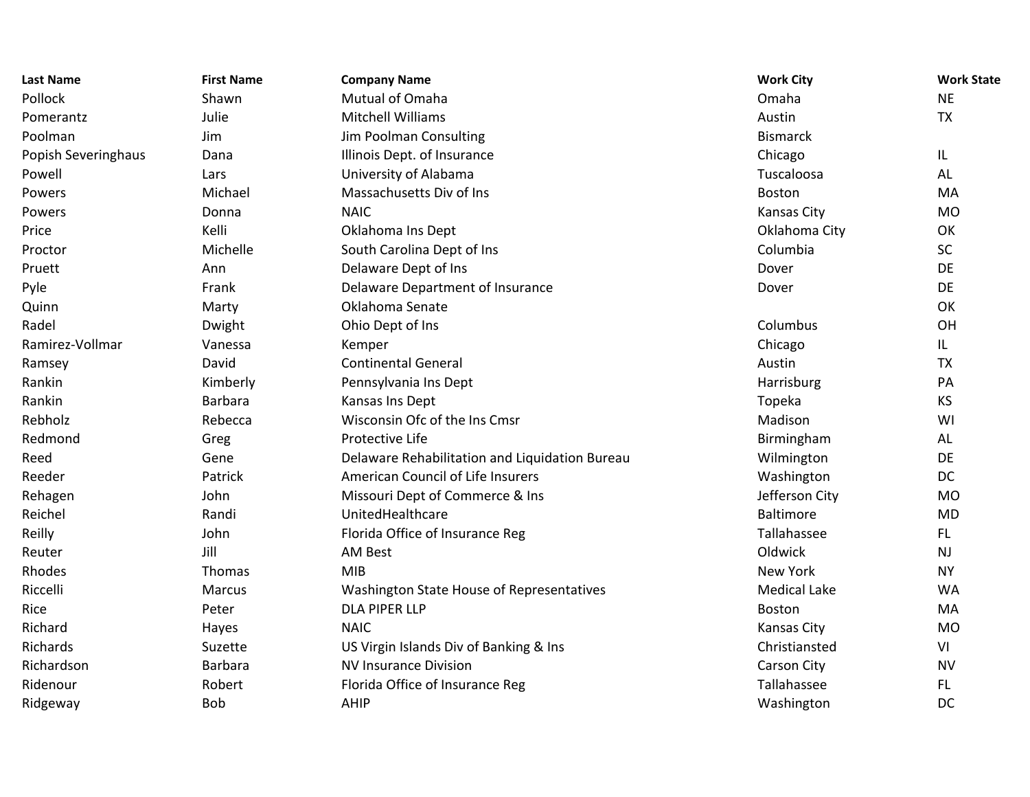| Last Name | First Name | Company Name | Work City | Work State |
|---|---|---|---|---|
| Pollock | Shawn | Mutual of Omaha | Omaha | NE |
| Pomerantz | Julie | Mitchell Williams | Austin | TX |
| Poolman | Jim | Jim Poolman Consulting | Bismarck | |
| Popish Severinghaus | Dana | Illinois Dept. of Insurance | Chicago | IL |
| Powell | Lars | University of Alabama | Tuscaloosa | AL |
| Powers | Michael | Massachusetts Div of Ins | Boston | MA |
| Powers | Donna | NAIC | Kansas City | MO |
| Price | Kelli | Oklahoma Ins Dept | Oklahoma City | OK |
| Proctor | Michelle | South Carolina Dept of Ins | Columbia | SC |
| Pruett | Ann | Delaware Dept of Ins | Dover | DE |
| Pyle | Frank | Delaware Department of Insurance | Dover | DE |
| Quinn | Marty | Oklahoma Senate | | OK |
| Radel | Dwight | Ohio Dept of Ins | Columbus | OH |
| Ramirez-Vollmar | Vanessa | Kemper | Chicago | IL |
| Ramsey | David | Continental General | Austin | TX |
| Rankin | Kimberly | Pennsylvania Ins Dept | Harrisburg | PA |
| Rankin | Barbara | Kansas Ins Dept | Topeka | KS |
| Rebholz | Rebecca | Wisconsin Ofc of the Ins Cmsr | Madison | WI |
| Redmond | Greg | Protective Life | Birmingham | AL |
| Reed | Gene | Delaware Rehabilitation and Liquidation Bureau | Wilmington | DE |
| Reeder | Patrick | American Council of Life Insurers | Washington | DC |
| Rehagen | John | Missouri Dept of Commerce & Ins | Jefferson City | MO |
| Reichel | Randi | UnitedHealthcare | Baltimore | MD |
| Reilly | John | Florida Office of Insurance Reg | Tallahassee | FL |
| Reuter | Jill | AM Best | Oldwick | NJ |
| Rhodes | Thomas | MIB | New York | NY |
| Riccelli | Marcus | Washington State House of Representatives | Medical Lake | WA |
| Rice | Peter | DLA PIPER LLP | Boston | MA |
| Richard | Hayes | NAIC | Kansas City | MO |
| Richards | Suzette | US Virgin Islands Div of Banking & Ins | Christiansted | VI |
| Richardson | Barbara | NV Insurance Division | Carson City | NV |
| Ridenour | Robert | Florida Office of Insurance Reg | Tallahassee | FL |
| Ridgeway | Bob | AHIP | Washington | DC |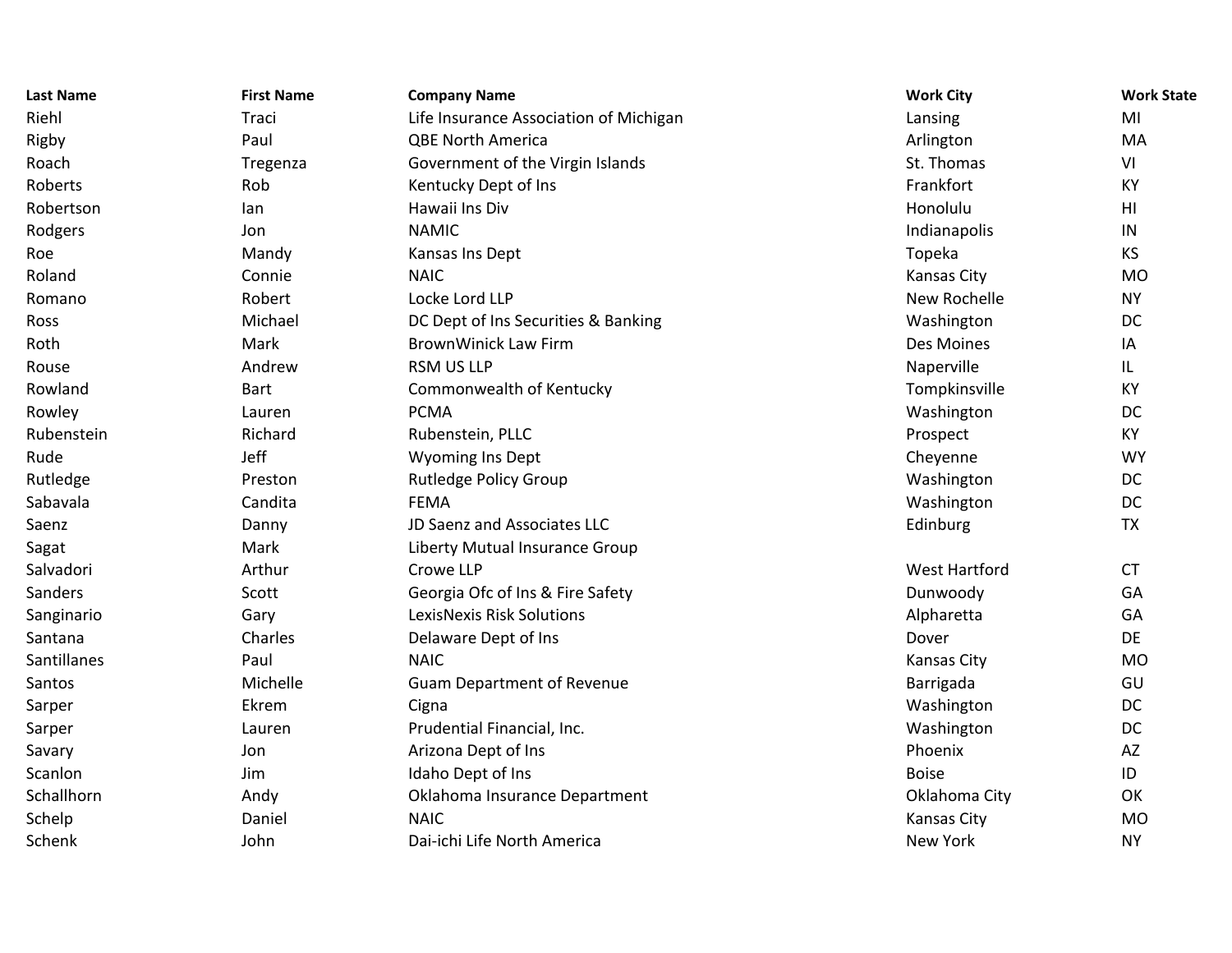| Last Name | First Name | Company Name | Work City | Work State |
| --- | --- | --- | --- | --- |
| Riehl | Traci | Life Insurance Association of Michigan | Lansing | MI |
| Rigby | Paul | QBE North America | Arlington | MA |
| Roach | Tregenza | Government of the Virgin Islands | St. Thomas | VI |
| Roberts | Rob | Kentucky Dept of Ins | Frankfort | KY |
| Robertson | Ian | Hawaii Ins Div | Honolulu | HI |
| Rodgers | Jon | NAMIC | Indianapolis | IN |
| Roe | Mandy | Kansas Ins Dept | Topeka | KS |
| Roland | Connie | NAIC | Kansas City | MO |
| Romano | Robert | Locke Lord LLP | New Rochelle | NY |
| Ross | Michael | DC Dept of Ins Securities & Banking | Washington | DC |
| Roth | Mark | BrownWinick Law Firm | Des Moines | IA |
| Rouse | Andrew | RSM US LLP | Naperville | IL |
| Rowland | Bart | Commonwealth of Kentucky | Tompkinsville | KY |
| Rowley | Lauren | PCMA | Washington | DC |
| Rubenstein | Richard | Rubenstein, PLLC | Prospect | KY |
| Rude | Jeff | Wyoming Ins Dept | Cheyenne | WY |
| Rutledge | Preston | Rutledge Policy Group | Washington | DC |
| Sabavala | Candita | FEMA | Washington | DC |
| Saenz | Danny | JD Saenz and Associates LLC | Edinburg | TX |
| Sagat | Mark | Liberty Mutual Insurance Group | | |
| Salvadori | Arthur | Crowe LLP | West Hartford | CT |
| Sanders | Scott | Georgia Ofc of Ins & Fire Safety | Dunwoody | GA |
| Sanginario | Gary | LexisNexis Risk Solutions | Alpharetta | GA |
| Santana | Charles | Delaware Dept of Ins | Dover | DE |
| Santillanes | Paul | NAIC | Kansas City | MO |
| Santos | Michelle | Guam Department of Revenue | Barrigada | GU |
| Sarper | Ekrem | Cigna | Washington | DC |
| Sarper | Lauren | Prudential Financial, Inc. | Washington | DC |
| Savary | Jon | Arizona Dept of Ins | Phoenix | AZ |
| Scanlon | Jim | Idaho Dept of Ins | Boise | ID |
| Schallhorn | Andy | Oklahoma Insurance Department | Oklahoma City | OK |
| Schelp | Daniel | NAIC | Kansas City | MO |
| Schenk | John | Dai-ichi Life North America | New York | NY |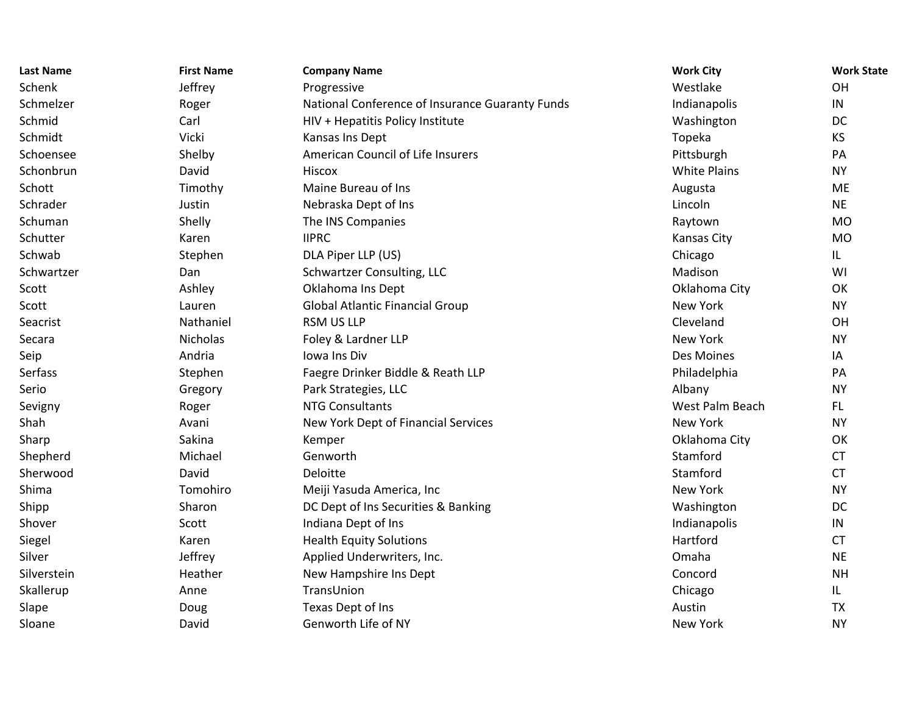| Last Name | First Name | Company Name | Work City | Work State |
|---|---|---|---|---|
| Schenk | Jeffrey | Progressive | Westlake | OH |
| Schmelzer | Roger | National Conference of Insurance Guaranty Funds | Indianapolis | IN |
| Schmid | Carl | HIV + Hepatitis Policy Institute | Washington | DC |
| Schmidt | Vicki | Kansas Ins Dept | Topeka | KS |
| Schoensee | Shelby | American Council of Life Insurers | Pittsburgh | PA |
| Schonbrun | David | Hiscox | White Plains | NY |
| Schott | Timothy | Maine Bureau of Ins | Augusta | ME |
| Schrader | Justin | Nebraska Dept of Ins | Lincoln | NE |
| Schuman | Shelly | The INS Companies | Raytown | MO |
| Schutter | Karen | IIPRC | Kansas City | MO |
| Schwab | Stephen | DLA Piper LLP (US) | Chicago | IL |
| Schwartzer | Dan | Schwartzer Consulting, LLC | Madison | WI |
| Scott | Ashley | Oklahoma Ins Dept | Oklahoma City | OK |
| Scott | Lauren | Global Atlantic Financial Group | New York | NY |
| Seacrist | Nathaniel | RSM US LLP | Cleveland | OH |
| Secara | Nicholas | Foley & Lardner LLP | New York | NY |
| Seip | Andria | Iowa Ins Div | Des Moines | IA |
| Serfass | Stephen | Faegre Drinker Biddle & Reath LLP | Philadelphia | PA |
| Serio | Gregory | Park Strategies, LLC | Albany | NY |
| Sevigny | Roger | NTG Consultants | West Palm Beach | FL |
| Shah | Avani | New York Dept of Financial Services | New York | NY |
| Sharp | Sakina | Kemper | Oklahoma City | OK |
| Shepherd | Michael | Genworth | Stamford | CT |
| Sherwood | David | Deloitte | Stamford | CT |
| Shima | Tomohiro | Meiji Yasuda America, Inc | New York | NY |
| Shipp | Sharon | DC Dept of Ins Securities & Banking | Washington | DC |
| Shover | Scott | Indiana Dept of Ins | Indianapolis | IN |
| Siegel | Karen | Health Equity Solutions | Hartford | CT |
| Silver | Jeffrey | Applied Underwriters, Inc. | Omaha | NE |
| Silverstein | Heather | New Hampshire Ins Dept | Concord | NH |
| Skallerup | Anne | TransUnion | Chicago | IL |
| Slape | Doug | Texas Dept of Ins | Austin | TX |
| Sloane | David | Genworth Life of NY | New York | NY |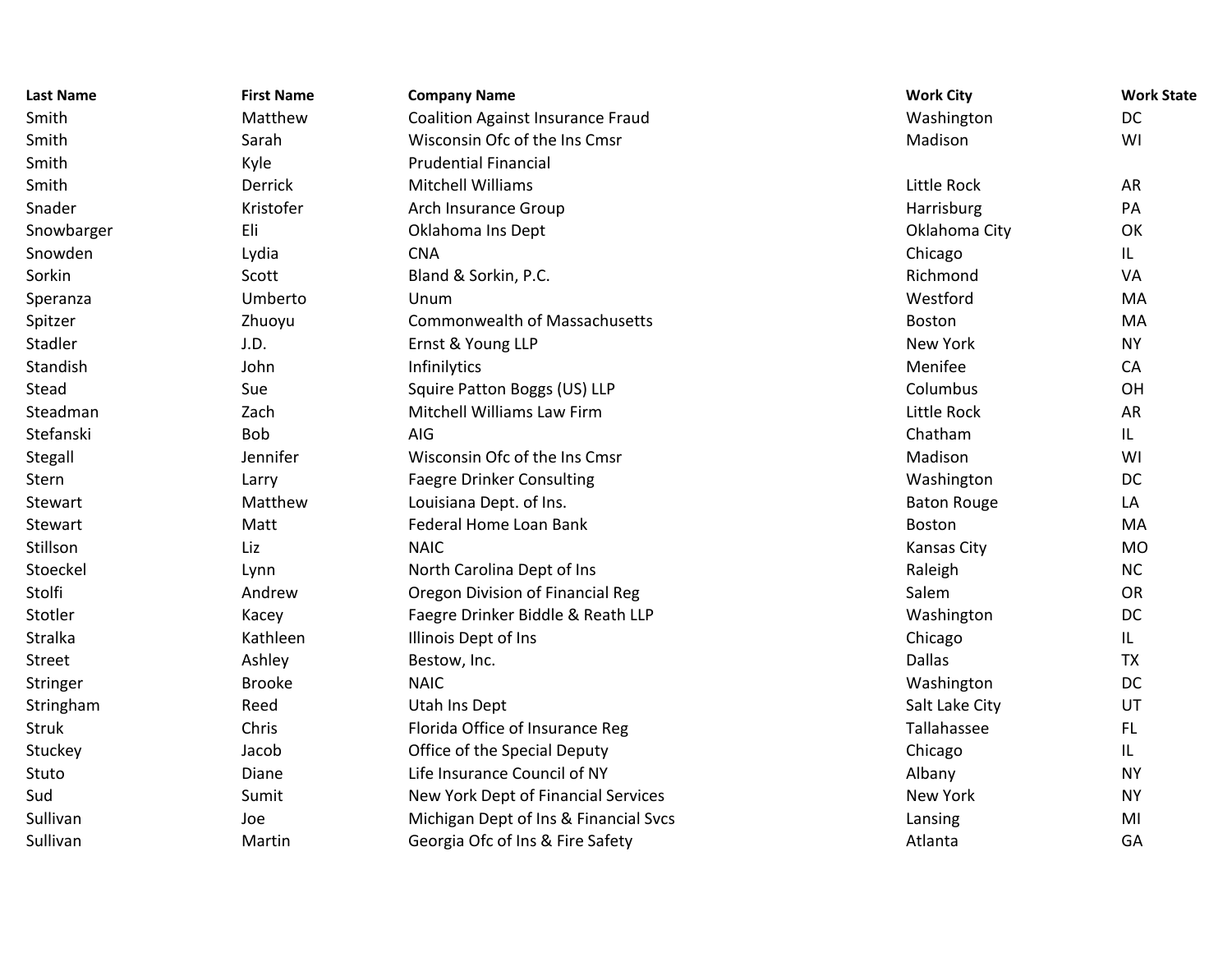| Last Name | First Name | Company Name | Work City | Work State |
|---|---|---|---|---|
| Smith | Matthew | Coalition Against Insurance Fraud | Washington | DC |
| Smith | Sarah | Wisconsin Ofc of the Ins Cmsr | Madison | WI |
| Smith | Kyle | Prudential Financial | | |
| Smith | Derrick | Mitchell Williams | Little Rock | AR |
| Snader | Kristofer | Arch Insurance Group | Harrisburg | PA |
| Snowbarger | Eli | Oklahoma Ins Dept | Oklahoma City | OK |
| Snowden | Lydia | CNA | Chicago | IL |
| Sorkin | Scott | Bland & Sorkin, P.C. | Richmond | VA |
| Speranza | Umberto | Unum | Westford | MA |
| Spitzer | Zhuoyu | Commonwealth of Massachusetts | Boston | MA |
| Stadler | J.D. | Ernst & Young LLP | New York | NY |
| Standish | John | Infinilytics | Menifee | CA |
| Stead | Sue | Squire Patton Boggs (US) LLP | Columbus | OH |
| Steadman | Zach | Mitchell Williams Law Firm | Little Rock | AR |
| Stefanski | Bob | AIG | Chatham | IL |
| Stegall | Jennifer | Wisconsin Ofc of the Ins Cmsr | Madison | WI |
| Stern | Larry | Faegre Drinker Consulting | Washington | DC |
| Stewart | Matthew | Louisiana Dept. of Ins. | Baton Rouge | LA |
| Stewart | Matt | Federal Home Loan Bank | Boston | MA |
| Stillson | Liz | NAIC | Kansas City | MO |
| Stoeckel | Lynn | North Carolina Dept of Ins | Raleigh | NC |
| Stolfi | Andrew | Oregon Division of Financial Reg | Salem | OR |
| Stotler | Kacey | Faegre Drinker Biddle & Reath LLP | Washington | DC |
| Stralka | Kathleen | Illinois Dept of Ins | Chicago | IL |
| Street | Ashley | Bestow, Inc. | Dallas | TX |
| Stringer | Brooke | NAIC | Washington | DC |
| Stringham | Reed | Utah Ins Dept | Salt Lake City | UT |
| Struk | Chris | Florida Office of Insurance Reg | Tallahassee | FL |
| Stuckey | Jacob | Office of the Special Deputy | Chicago | IL |
| Stuto | Diane | Life Insurance Council of NY | Albany | NY |
| Sud | Sumit | New York Dept of Financial Services | New York | NY |
| Sullivan | Joe | Michigan Dept of Ins & Financial Svcs | Lansing | MI |
| Sullivan | Martin | Georgia Ofc of Ins & Fire Safety | Atlanta | GA |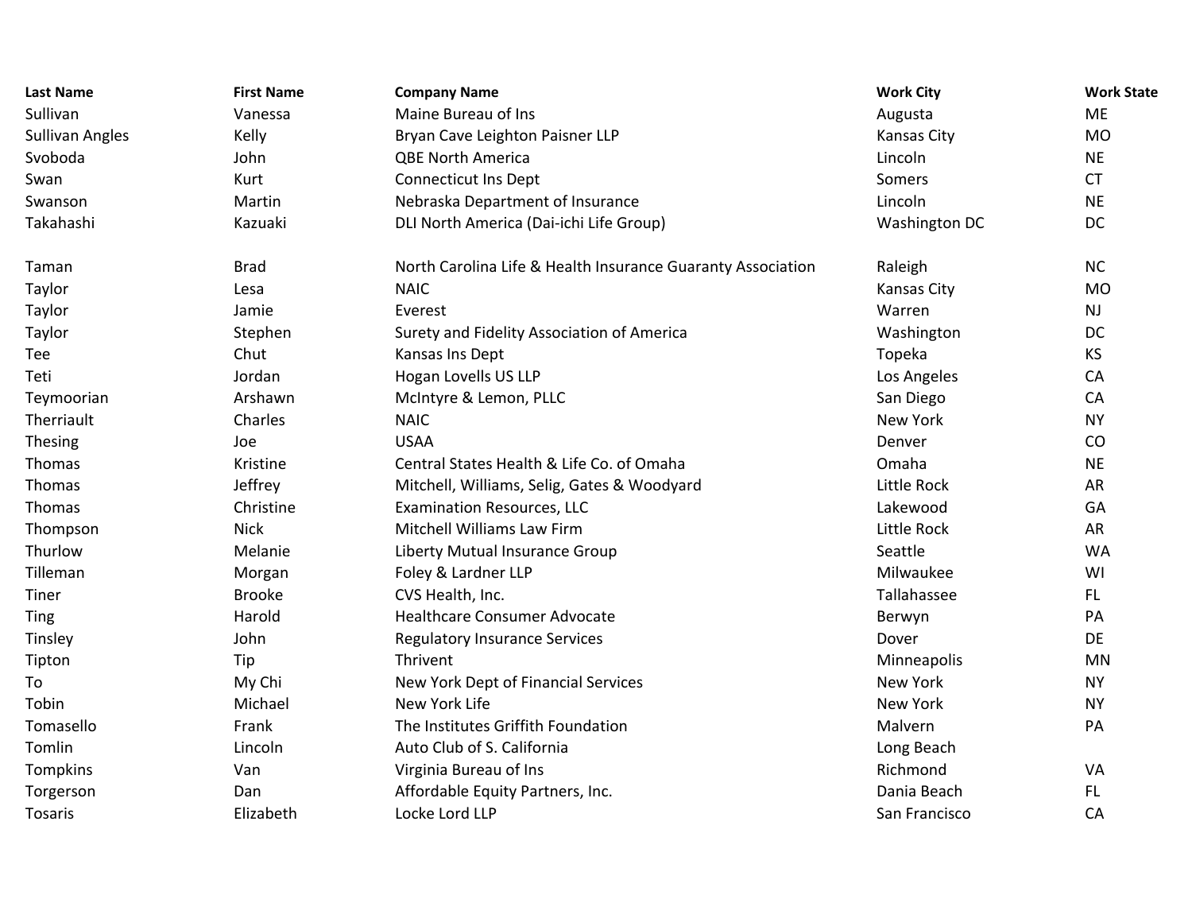| Last Name | First Name | Company Name | Work City | Work State |
|---|---|---|---|---|
| Sullivan | Vanessa | Maine Bureau of Ins | Augusta | ME |
| Sullivan Angles | Kelly | Bryan Cave Leighton Paisner LLP | Kansas City | MO |
| Svoboda | John | QBE North America | Lincoln | NE |
| Swan | Kurt | Connecticut Ins Dept | Somers | CT |
| Swanson | Martin | Nebraska Department of Insurance | Lincoln | NE |
| Takahashi | Kazuaki | DLI North America (Dai-ichi Life Group) | Washington DC | DC |
| Taman | Brad | North Carolina Life & Health Insurance Guaranty Association | Raleigh | NC |
| Taylor | Lesa | NAIC | Kansas City | MO |
| Taylor | Jamie | Everest | Warren | NJ |
| Taylor | Stephen | Surety and Fidelity Association of America | Washington | DC |
| Tee | Chut | Kansas Ins Dept | Topeka | KS |
| Teti | Jordan | Hogan Lovells US LLP | Los Angeles | CA |
| Teymoorian | Arshawn | McIntyre & Lemon, PLLC | San Diego | CA |
| Therriault | Charles | NAIC | New York | NY |
| Thesing | Joe | USAA | Denver | CO |
| Thomas | Kristine | Central States Health & Life Co. of Omaha | Omaha | NE |
| Thomas | Jeffrey | Mitchell, Williams, Selig, Gates & Woodyard | Little Rock | AR |
| Thomas | Christine | Examination Resources, LLC | Lakewood | GA |
| Thompson | Nick | Mitchell Williams Law Firm | Little Rock | AR |
| Thurlow | Melanie | Liberty Mutual Insurance Group | Seattle | WA |
| Tilleman | Morgan | Foley & Lardner LLP | Milwaukee | WI |
| Tiner | Brooke | CVS Health, Inc. | Tallahassee | FL |
| Ting | Harold | Healthcare Consumer Advocate | Berwyn | PA |
| Tinsley | John | Regulatory Insurance Services | Dover | DE |
| Tipton | Tip | Thrivent | Minneapolis | MN |
| To | My Chi | New York Dept of Financial Services | New York | NY |
| Tobin | Michael | New York Life | New York | NY |
| Tomasello | Frank | The Institutes Griffith Foundation | Malvern | PA |
| Tomlin | Lincoln | Auto Club of S. California | Long Beach | |
| Tompkins | Van | Virginia Bureau of Ins | Richmond | VA |
| Torgerson | Dan | Affordable Equity Partners, Inc. | Dania Beach | FL |
| Tosaris | Elizabeth | Locke Lord LLP | San Francisco | CA |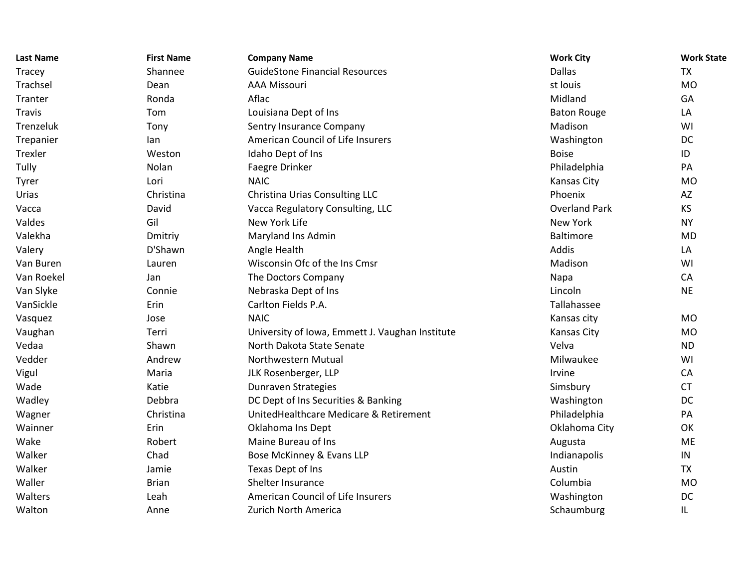| Last Name | First Name | Company Name | Work City | Work State |
|---|---|---|---|---|
| Tracey | Shannee | GuideStone Financial Resources | Dallas | TX |
| Trachsel | Dean | AAA Missouri | st louis | MO |
| Tranter | Ronda | Aflac | Midland | GA |
| Travis | Tom | Louisiana Dept of Ins | Baton Rouge | LA |
| Trenzeluk | Tony | Sentry Insurance Company | Madison | WI |
| Trepanier | Ian | American Council of Life Insurers | Washington | DC |
| Trexler | Weston | Idaho Dept of Ins | Boise | ID |
| Tully | Nolan | Faegre Drinker | Philadelphia | PA |
| Tyrer | Lori | NAIC | Kansas City | MO |
| Urias | Christina | Christina Urias Consulting LLC | Phoenix | AZ |
| Vacca | David | Vacca Regulatory Consulting, LLC | Overland Park | KS |
| Valdes | Gil | New York Life | New York | NY |
| Valekha | Dmitriy | Maryland Ins Admin | Baltimore | MD |
| Valery | D'Shawn | Angle Health | Addis | LA |
| Van Buren | Lauren | Wisconsin Ofc of the Ins Cmsr | Madison | WI |
| Van Roekel | Jan | The Doctors Company | Napa | CA |
| Van Slyke | Connie | Nebraska Dept of Ins | Lincoln | NE |
| VanSickle | Erin | Carlton Fields P.A. | Tallahassee | |
| Vasquez | Jose | NAIC | Kansas city | MO |
| Vaughan | Terri | University of Iowa, Emmett J. Vaughan Institute | Kansas City | MO |
| Vedaa | Shawn | North Dakota State Senate | Velva | ND |
| Vedder | Andrew | Northwestern Mutual | Milwaukee | WI |
| Vigul | Maria | JLK Rosenberger, LLP | Irvine | CA |
| Wade | Katie | Dunraven Strategies | Simsbury | CT |
| Wadley | Debbra | DC Dept of Ins Securities & Banking | Washington | DC |
| Wagner | Christina | UnitedHealthcare Medicare & Retirement | Philadelphia | PA |
| Wainner | Erin | Oklahoma Ins Dept | Oklahoma City | OK |
| Wake | Robert | Maine Bureau of Ins | Augusta | ME |
| Walker | Chad | Bose McKinney & Evans LLP | Indianapolis | IN |
| Walker | Jamie | Texas Dept of Ins | Austin | TX |
| Waller | Brian | Shelter Insurance | Columbia | MO |
| Walters | Leah | American Council of Life Insurers | Washington | DC |
| Walton | Anne | Zurich North America | Schaumburg | IL |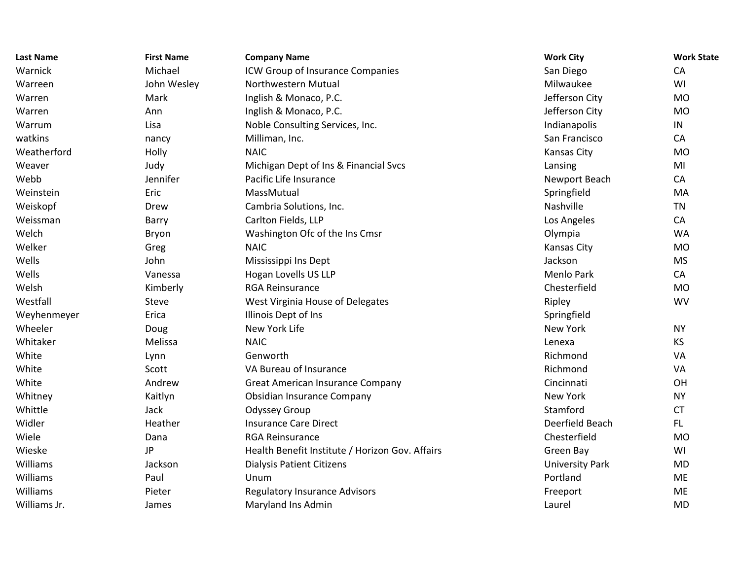| Last Name | First Name | Company Name | Work City | Work State |
|---|---|---|---|---|
| Warnick | Michael | ICW Group of Insurance Companies | San Diego | CA |
| Warreen | John Wesley | Northwestern Mutual | Milwaukee | WI |
| Warren | Mark | Inglish & Monaco, P.C. | Jefferson City | MO |
| Warren | Ann | Inglish & Monaco, P.C. | Jefferson City | MO |
| Warrum | Lisa | Noble Consulting Services, Inc. | Indianapolis | IN |
| watkins | nancy | Milliman, Inc. | San Francisco | CA |
| Weatherford | Holly | NAIC | Kansas City | MO |
| Weaver | Judy | Michigan Dept of Ins & Financial Svcs | Lansing | MI |
| Webb | Jennifer | Pacific Life Insurance | Newport Beach | CA |
| Weinstein | Eric | MassMutual | Springfield | MA |
| Weiskopf | Drew | Cambria Solutions, Inc. | Nashville | TN |
| Weissman | Barry | Carlton Fields, LLP | Los Angeles | CA |
| Welch | Bryon | Washington Ofc of the Ins Cmsr | Olympia | WA |
| Welker | Greg | NAIC | Kansas City | MO |
| Wells | John | Mississippi Ins Dept | Jackson | MS |
| Wells | Vanessa | Hogan Lovells US LLP | Menlo Park | CA |
| Welsh | Kimberly | RGA Reinsurance | Chesterfield | MO |
| Westfall | Steve | West Virginia House of Delegates | Ripley | WV |
| Weyhenmeyer | Erica | Illinois Dept of Ins | Springfield | |
| Wheeler | Doug | New York Life | New York | NY |
| Whitaker | Melissa | NAIC | Lenexa | KS |
| White | Lynn | Genworth | Richmond | VA |
| White | Scott | VA Bureau of Insurance | Richmond | VA |
| White | Andrew | Great American Insurance Company | Cincinnati | OH |
| Whitney | Kaitlyn | Obsidian Insurance Company | New York | NY |
| Whittle | Jack | Odyssey Group | Stamford | CT |
| Widler | Heather | Insurance Care Direct | Deerfield Beach | FL |
| Wiele | Dana | RGA Reinsurance | Chesterfield | MO |
| Wieske | JP | Health Benefit Institute / Horizon Gov. Affairs | Green Bay | WI |
| Williams | Jackson | Dialysis Patient Citizens | University Park | MD |
| Williams | Paul | Unum | Portland | ME |
| Williams | Pieter | Regulatory Insurance Advisors | Freeport | ME |
| Williams Jr. | James | Maryland Ins Admin | Laurel | MD |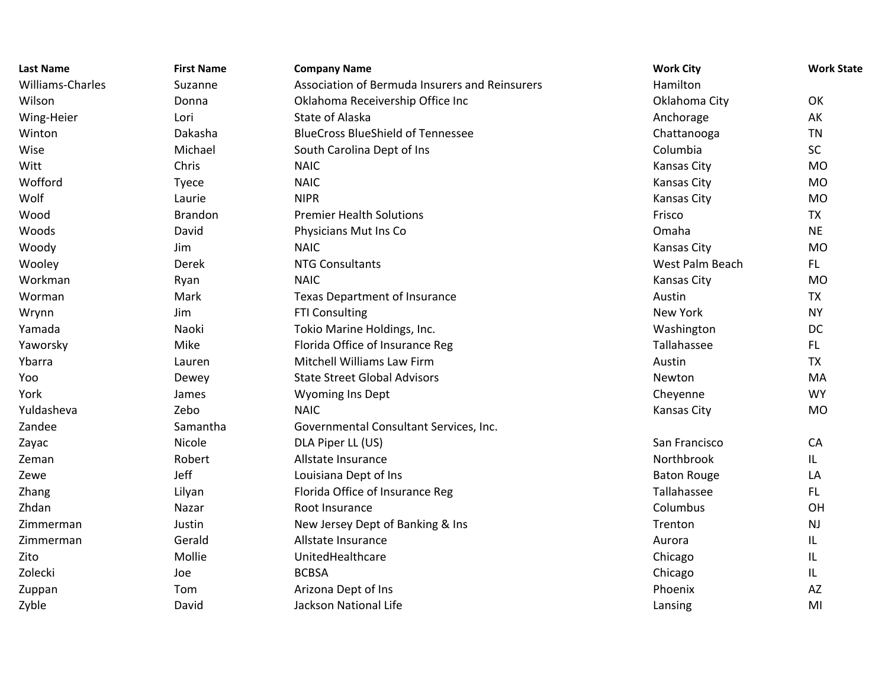| Last Name | First Name | Company Name | Work City | Work State |
|---|---|---|---|---|
| Williams-Charles | Suzanne | Association of Bermuda Insurers and Reinsurers | Hamilton | |
| Wilson | Donna | Oklahoma Receivership Office Inc | Oklahoma City | OK |
| Wing-Heier | Lori | State of Alaska | Anchorage | AK |
| Winton | Dakasha | BlueCross BlueShield of Tennessee | Chattanooga | TN |
| Wise | Michael | South Carolina Dept of Ins | Columbia | SC |
| Witt | Chris | NAIC | Kansas City | MO |
| Wofford | Tyece | NAIC | Kansas City | MO |
| Wolf | Laurie | NIPR | Kansas City | MO |
| Wood | Brandon | Premier Health Solutions | Frisco | TX |
| Woods | David | Physicians Mut Ins Co | Omaha | NE |
| Woody | Jim | NAIC | Kansas City | MO |
| Wooley | Derek | NTG Consultants | West Palm Beach | FL |
| Workman | Ryan | NAIC | Kansas City | MO |
| Worman | Mark | Texas Department of Insurance | Austin | TX |
| Wrynn | Jim | FTI Consulting | New York | NY |
| Yamada | Naoki | Tokio Marine Holdings, Inc. | Washington | DC |
| Yaworsky | Mike | Florida Office of Insurance Reg | Tallahassee | FL |
| Ybarra | Lauren | Mitchell Williams Law Firm | Austin | TX |
| Yoo | Dewey | State Street Global Advisors | Newton | MA |
| York | James | Wyoming Ins Dept | Cheyenne | WY |
| Yuldasheva | Zebo | NAIC | Kansas City | MO |
| Zandee | Samantha | Governmental Consultant Services, Inc. | | |
| Zayac | Nicole | DLA Piper LL (US) | San Francisco | CA |
| Zeman | Robert | Allstate Insurance | Northbrook | IL |
| Zewe | Jeff | Louisiana Dept of Ins | Baton Rouge | LA |
| Zhang | Lilyan | Florida Office of Insurance Reg | Tallahassee | FL |
| Zhdan | Nazar | Root Insurance | Columbus | OH |
| Zimmerman | Justin | New Jersey Dept of Banking & Ins | Trenton | NJ |
| Zimmerman | Gerald | Allstate Insurance | Aurora | IL |
| Zito | Mollie | UnitedHealthcare | Chicago | IL |
| Zolecki | Joe | BCBSA | Chicago | IL |
| Zuppan | Tom | Arizona Dept of Ins | Phoenix | AZ |
| Zyble | David | Jackson National Life | Lansing | MI |